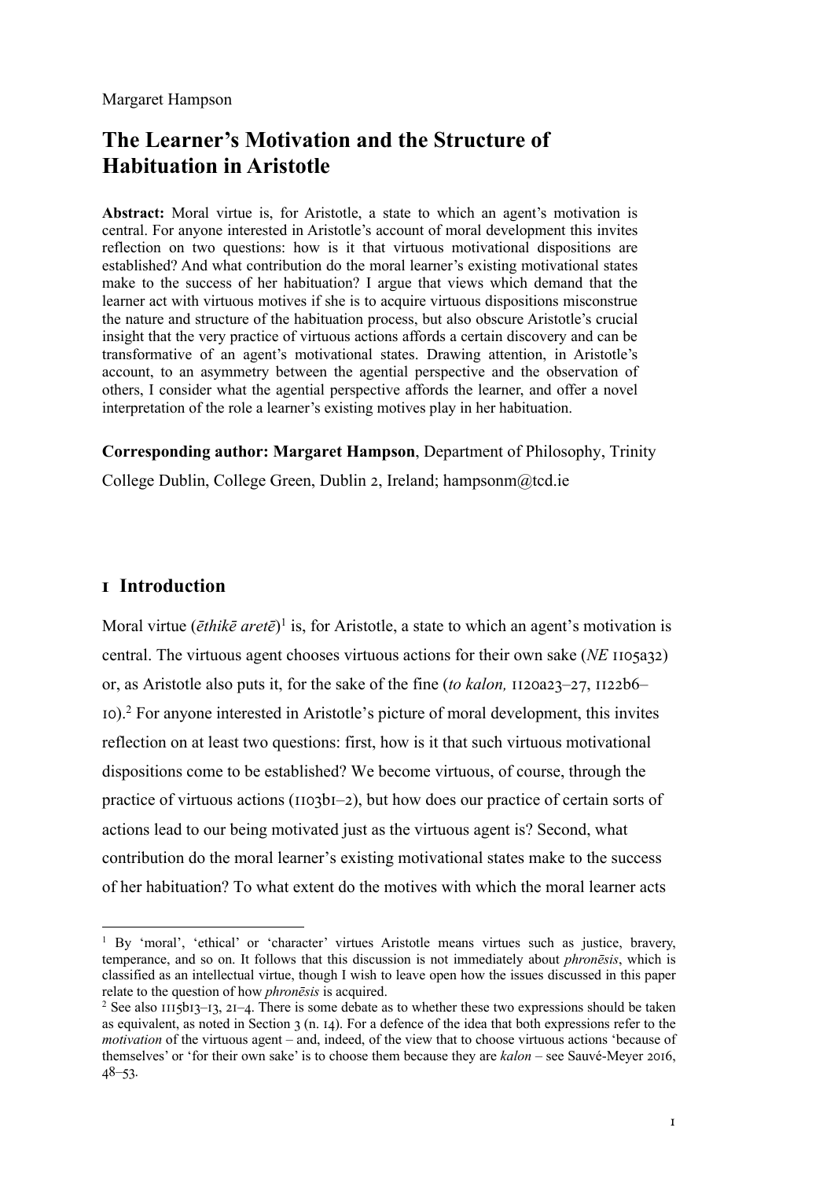Margaret Hampson

# The Learner's Motivation and the Structure of Habituation in Aristotle

**Abstract:** Moral virtue is, for Aristotle, a state to which an agent's motivation is central. For anyone interested in Aristotle's account of moral development this invites reflection on two questions: how is it that virtuous motivational dispositions are established? And what contribution do the moral learner's existing motivational states make to the success of her habituation? I argue that views which demand that the learner act with virtuous motives if she is to acquire virtuous dispositions misconstrue the nature and structure of the habituation process, but also obscure Aristotle's crucial insight that the very practice of virtuous actions affords a certain discovery and can be transformative of an agent's motivational states. Drawing attention, in Aristotle's account, to an asymmetry between the agential perspective and the observation of others, I consider what the agential perspective affords the learner, and offer a novel interpretation of the role a learner's existing motives play in her habituation.

**Corresponding author: Margaret Hampson**, Department of Philosophy, Trinity College Dublin, College Green, Dublin 2, Ireland; hampsonm@tcd.ie

## 1 Introduction

Moral virtue (*ēthikē aretē*)[1] is, for Aristotle, a state to which an agent's motivation is central. The virtuous agent chooses virtuous actions for their own sake (*NE* 1105a32) or, as Aristotle also puts it, for the sake of the fine (*to kalon,* 1120a23–27, 1122b6–10).[2] For anyone interested in Aristotle's picture of moral development, this invites reflection on at least two questions: first, how is it that such virtuous motivational dispositions come to be established? We become virtuous, of course, through the practice of virtuous actions (1103b1–2), but how does our practice of certain sorts of actions lead to our being motivated just as the virtuous agent is? Second, what contribution do the moral learner's existing motivational states make to the success of her habituation? To what extent do the motives with which the moral learner acts

---

[1] By 'moral', 'ethical' or 'character' virtues Aristotle means virtues such as justice, bravery, temperance, and so on. It follows that this discussion is not immediately about *phronēsis*, which is classified as an intellectual virtue, though I wish to leave open how the issues discussed in this paper relate to the question of how *phronēsis* is acquired.

[2] See also 1115b13–13, 21–4. There is some debate as to whether these two expressions should be taken as equivalent, as noted in Section 3 (n. 14). For a defence of the idea that both expressions refer to the *motivation* of the virtuous agent – and, indeed, of the view that to choose virtuous actions 'because of themselves' or 'for their own sake' is to choose them because they are *kalon* – see Sauvé-Meyer 2016, 48–53.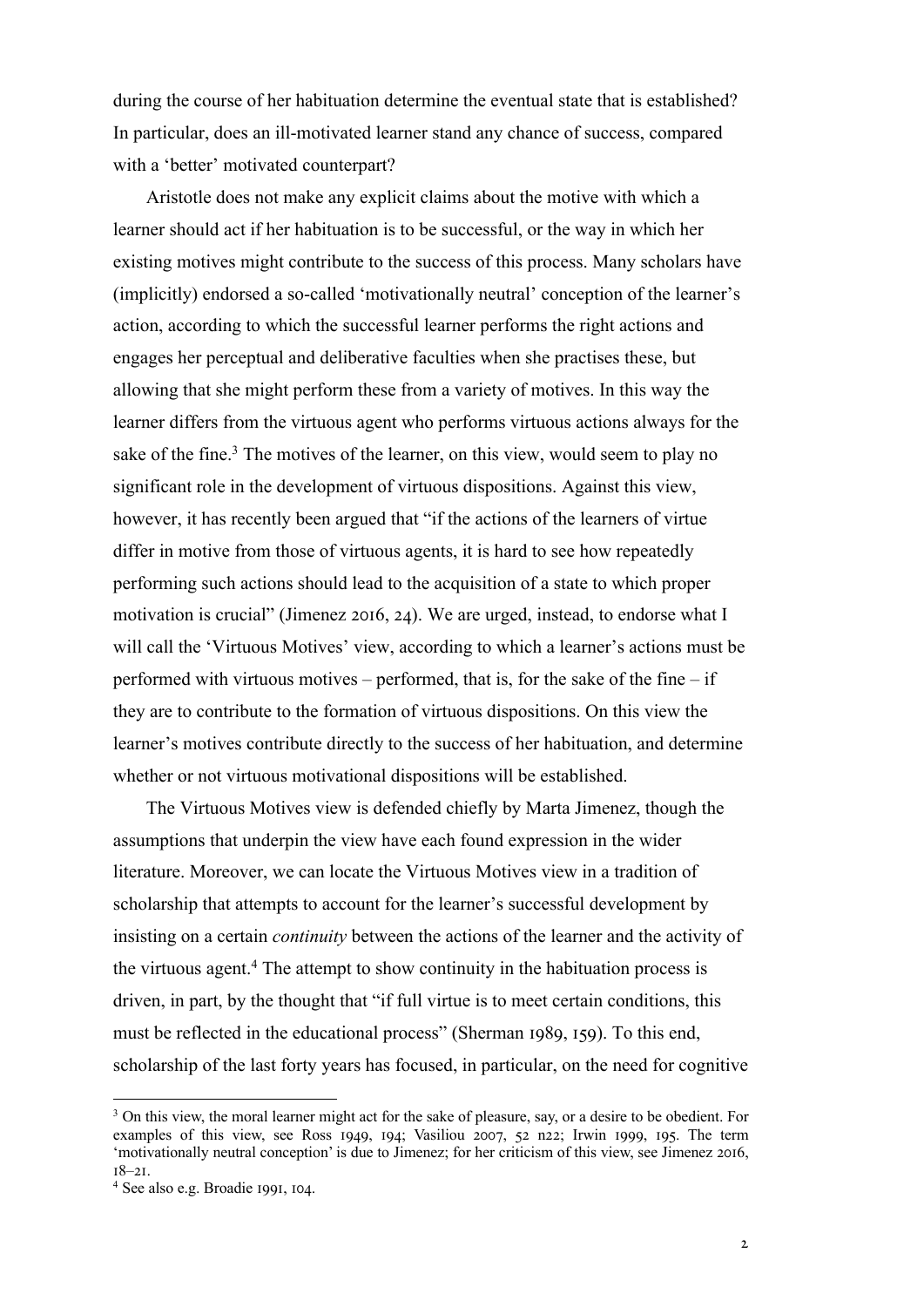during the course of her habituation determine the eventual state that is established? In particular, does an ill-motivated learner stand any chance of success, compared with a 'better' motivated counterpart?

Aristotle does not make any explicit claims about the motive with which a learner should act if her habituation is to be successful, or the way in which her existing motives might contribute to the success of this process. Many scholars have (implicitly) endorsed a so-called 'motivationally neutral' conception of the learner's action, according to which the successful learner performs the right actions and engages her perceptual and deliberative faculties when she practises these, but allowing that she might perform these from a variety of motives. In this way the learner differs from the virtuous agent who performs virtuous actions always for the sake of the fine.[3] The motives of the learner, on this view, would seem to play no significant role in the development of virtuous dispositions. Against this view, however, it has recently been argued that "if the actions of the learners of virtue differ in motive from those of virtuous agents, it is hard to see how repeatedly performing such actions should lead to the acquisition of a state to which proper motivation is crucial" (Jimenez 2016, 24). We are urged, instead, to endorse what I will call the 'Virtuous Motives' view, according to which a learner's actions must be performed with virtuous motives – performed, that is, for the sake of the fine – if they are to contribute to the formation of virtuous dispositions. On this view the learner's motives contribute directly to the success of her habituation, and determine whether or not virtuous motivational dispositions will be established.

The Virtuous Motives view is defended chiefly by Marta Jimenez, though the assumptions that underpin the view have each found expression in the wider literature. Moreover, we can locate the Virtuous Motives view in a tradition of scholarship that attempts to account for the learner's successful development by insisting on a certain *continuity* between the actions of the learner and the activity of the virtuous agent.[4] The attempt to show continuity in the habituation process is driven, in part, by the thought that "if full virtue is to meet certain conditions, this must be reflected in the educational process" (Sherman 1989, 159). To this end, scholarship of the last forty years has focused, in particular, on the need for cognitive

---

[3] On this view, the moral learner might act for the sake of pleasure, say, or a desire to be obedient. For examples of this view, see Ross 1949, 194; Vasiliou 2007, 52 n22; Irwin 1999, 195. The term 'motivationally neutral conception' is due to Jimenez; for her criticism of this view, see Jimenez 2016, 18–21.

[4] See also e.g. Broadie 1991, 104.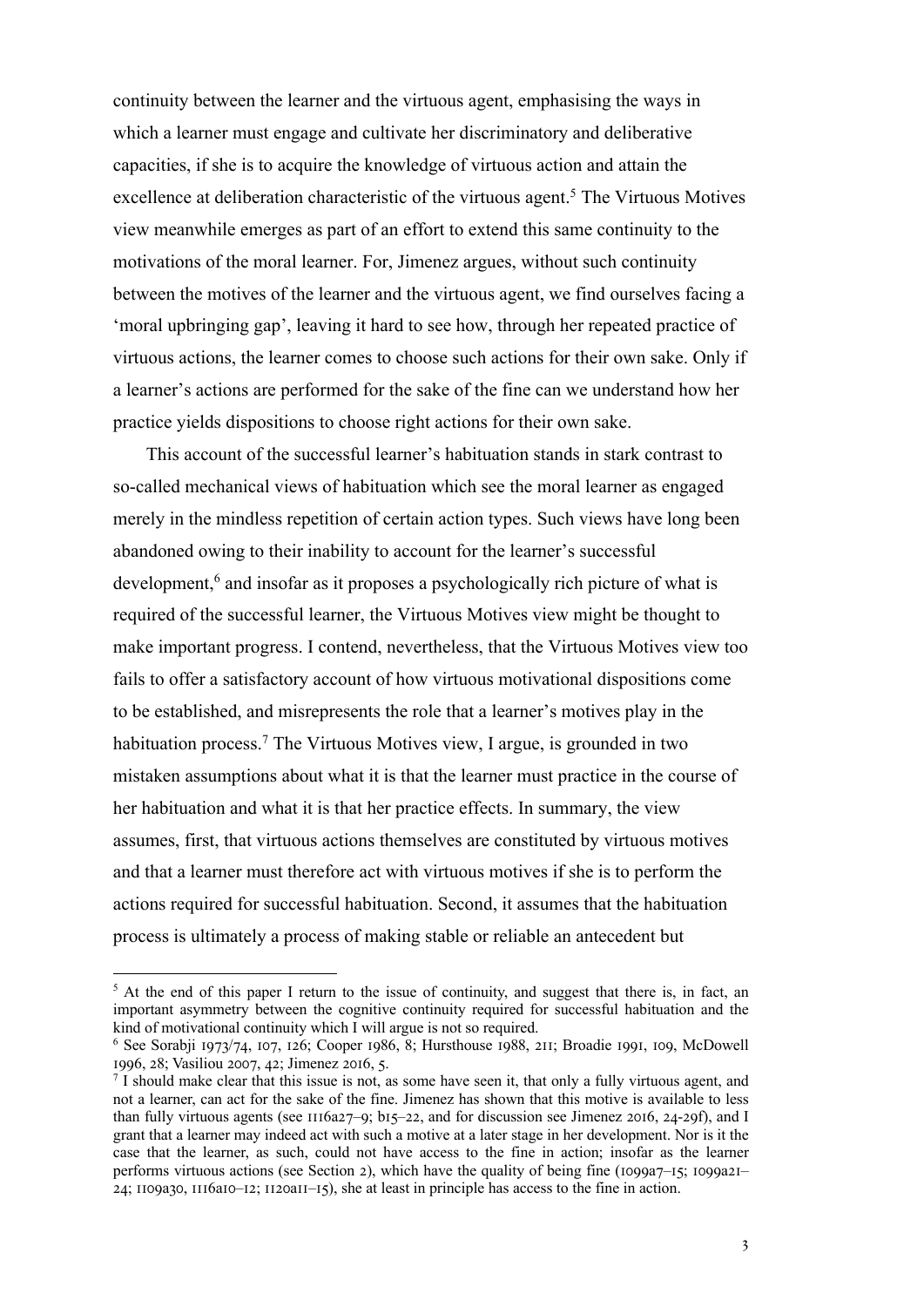continuity between the learner and the virtuous agent, emphasising the ways in which a learner must engage and cultivate her discriminatory and deliberative capacities, if she is to acquire the knowledge of virtuous action and attain the excellence at deliberation characteristic of the virtuous agent.[5] The Virtuous Motives view meanwhile emerges as part of an effort to extend this same continuity to the motivations of the moral learner. For, Jimenez argues, without such continuity between the motives of the learner and the virtuous agent, we find ourselves facing a 'moral upbringing gap', leaving it hard to see how, through her repeated practice of virtuous actions, the learner comes to choose such actions for their own sake. Only if a learner's actions are performed for the sake of the fine can we understand how her practice yields dispositions to choose right actions for their own sake.

This account of the successful learner's habituation stands in stark contrast to so-called mechanical views of habituation which see the moral learner as engaged merely in the mindless repetition of certain action types. Such views have long been abandoned owing to their inability to account for the learner's successful development,[6] and insofar as it proposes a psychologically rich picture of what is required of the successful learner, the Virtuous Motives view might be thought to make important progress. I contend, nevertheless, that the Virtuous Motives view too fails to offer a satisfactory account of how virtuous motivational dispositions come to be established, and misrepresents the role that a learner's motives play in the habituation process.[7] The Virtuous Motives view, I argue, is grounded in two mistaken assumptions about what it is that the learner must practice in the course of her habituation and what it is that her practice effects. In summary, the view assumes, first, that virtuous actions themselves are constituted by virtuous motives and that a learner must therefore act with virtuous motives if she is to perform the actions required for successful habituation. Second, it assumes that the habituation process is ultimately a process of making stable or reliable an antecedent but

[5] At the end of this paper I return to the issue of continuity, and suggest that there is, in fact, an important asymmetry between the cognitive continuity required for successful habituation and the kind of motivational continuity which I will argue is not so required.

[6] See Sorabji 1973/74, 107, 126; Cooper 1986, 8; Hursthouse 1988, 211; Broadie 1991, 109, McDowell 1996, 28; Vasiliou 2007, 42; Jimenez 2016, 5.

[7] I should make clear that this issue is not, as some have seen it, that only a fully virtuous agent, and not a learner, can act for the sake of the fine. Jimenez has shown that this motive is available to less than fully virtuous agents (see 1116a27–9; b15–22, and for discussion see Jimenez 2016, 24-29f), and I grant that a learner may indeed act with such a motive at a later stage in her development. Nor is it the case that the learner, as such, could not have access to the fine in action; insofar as the learner performs virtuous actions (see Section 2), which have the quality of being fine (1099a7–15; 1099a21–24; 1109a30, 1116a10–12; 1120a11–15), she at least in principle has access to the fine in action.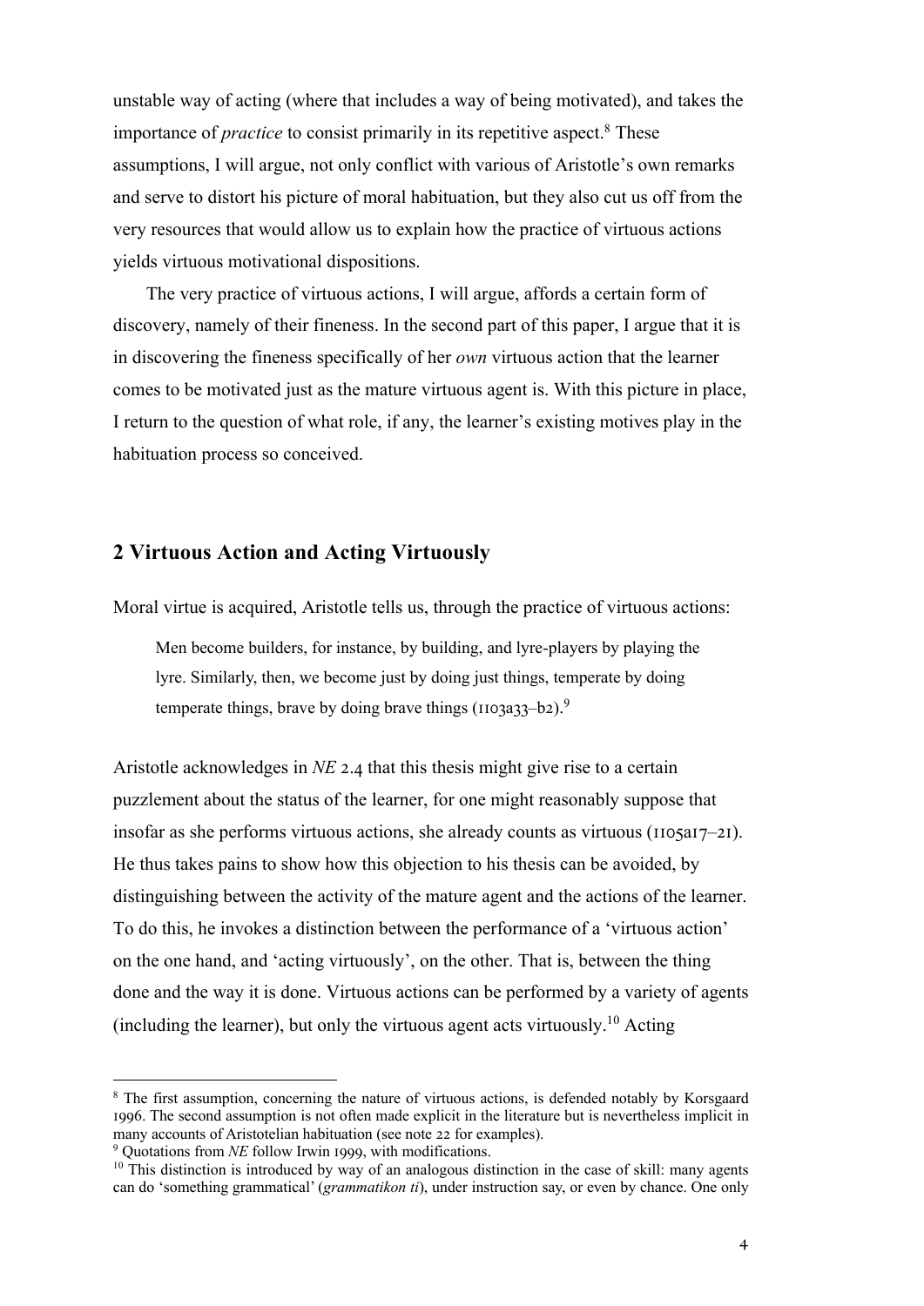unstable way of acting (where that includes a way of being motivated), and takes the importance of *practice* to consist primarily in its repetitive aspect.[8] These assumptions, I will argue, not only conflict with various of Aristotle's own remarks and serve to distort his picture of moral habituation, but they also cut us off from the very resources that would allow us to explain how the practice of virtuous actions yields virtuous motivational dispositions.

The very practice of virtuous actions, I will argue, affords a certain form of discovery, namely of their fineness. In the second part of this paper, I argue that it is in discovering the fineness specifically of her *own* virtuous action that the learner comes to be motivated just as the mature virtuous agent is. With this picture in place, I return to the question of what role, if any, the learner's existing motives play in the habituation process so conceived.

## 2 Virtuous Action and Acting Virtuously

Moral virtue is acquired, Aristotle tells us, through the practice of virtuous actions:

> Men become builders, for instance, by building, and lyre-players by playing the lyre. Similarly, then, we become just by doing just things, temperate by doing temperate things, brave by doing brave things (1103a33–b2).[9]

Aristotle acknowledges in *NE* 2.4 that this thesis might give rise to a certain puzzlement about the status of the learner, for one might reasonably suppose that insofar as she performs virtuous actions, she already counts as virtuous (1105a17–21). He thus takes pains to show how this objection to his thesis can be avoided, by distinguishing between the activity of the mature agent and the actions of the learner. To do this, he invokes a distinction between the performance of a 'virtuous action' on the one hand, and 'acting virtuously', on the other. That is, between the thing done and the way it is done. Virtuous actions can be performed by a variety of agents (including the learner), but only the virtuous agent acts virtuously.[10] Acting

---

[8] The first assumption, concerning the nature of virtuous actions, is defended notably by Korsgaard 1996. The second assumption is not often made explicit in the literature but is nevertheless implicit in many accounts of Aristotelian habituation (see note 22 for examples).

[9] Quotations from *NE* follow Irwin 1999, with modifications.

[10] This distinction is introduced by way of an analogous distinction in the case of skill: many agents can do 'something grammatical' (*grammatikon ti*), under instruction say, or even by chance. One only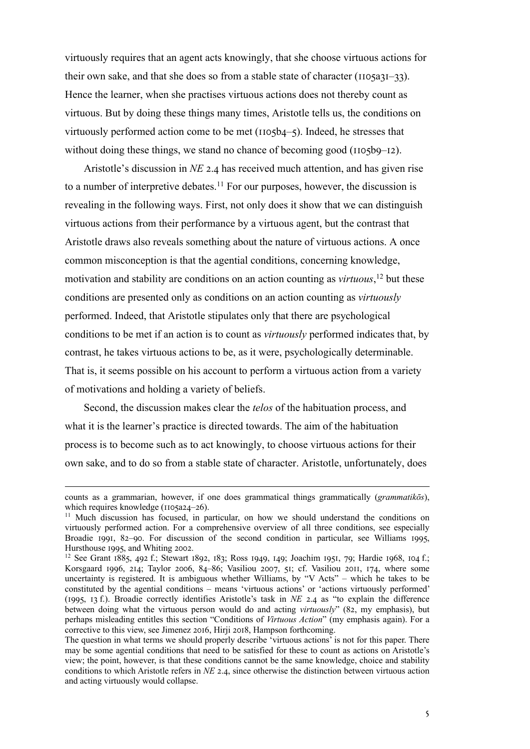virtuously requires that an agent acts knowingly, that she choose virtuous actions for their own sake, and that she does so from a stable state of character (1105a31–33). Hence the learner, when she practises virtuous actions does not thereby count as virtuous. But by doing these things many times, Aristotle tells us, the conditions on virtuously performed action come to be met (1105b4–5). Indeed, he stresses that without doing these things, we stand no chance of becoming good (1105b9–12).

Aristotle's discussion in *NE* 2.4 has received much attention, and has given rise to a number of interpretive debates.[11] For our purposes, however, the discussion is revealing in the following ways. First, not only does it show that we can distinguish virtuous actions from their performance by a virtuous agent, but the contrast that Aristotle draws also reveals something about the nature of virtuous actions. A once common misconception is that the agential conditions, concerning knowledge, motivation and stability are conditions on an action counting as *virtuous*,[12] but these conditions are presented only as conditions on an action counting as *virtuously* performed. Indeed, that Aristotle stipulates only that there are psychological conditions to be met if an action is to count as *virtuously* performed indicates that, by contrast, he takes virtuous actions to be, as it were, psychologically determinable. That is, it seems possible on his account to perform a virtuous action from a variety of motivations and holding a variety of beliefs.

Second, the discussion makes clear the *telos* of the habituation process, and what it is the learner's practice is directed towards. The aim of the habituation process is to become such as to act knowingly, to choose virtuous actions for their own sake, and to do so from a stable state of character. Aristotle, unfortunately, does

---

counts as a grammarian, however, if one does grammatical things grammatically (*grammatikōs*), which requires knowledge (1105a24–26).

[11] Much discussion has focused, in particular, on how we should understand the conditions on virtuously performed action. For a comprehensive overview of all three conditions, see especially Broadie 1991, 82–90. For discussion of the second condition in particular, see Williams 1995, Hursthouse 1995, and Whiting 2002.

[12] See Grant 1885, 492 f.; Stewart 1892, 183; Ross 1949, 149; Joachim 1951, 79; Hardie 1968, 104 f.; Korsgaard 1996, 214; Taylor 2006, 84–86; Vasiliou 2007, 51; cf. Vasiliou 2011, 174, where some uncertainty is registered. It is ambiguous whether Williams, by "V Acts" – which he takes to be constituted by the agential conditions – means 'virtuous actions' or 'actions virtuously performed' (1995, 13 f.). Broadie correctly identifies Aristotle's task in *NE* 2.4 as "to explain the difference between doing what the virtuous person would do and acting *virtuously*" (82, my emphasis), but perhaps misleading entitles this section "Conditions of *Virtuous Action*" (my emphasis again). For a corrective to this view, see Jimenez 2016, Hirji 2018, Hampson forthcoming.

The question in what terms we should properly describe 'virtuous actions' is not for this paper. There may be some agential conditions that need to be satisfied for these to count as actions on Aristotle's view; the point, however, is that these conditions cannot be the same knowledge, choice and stability conditions to which Aristotle refers in *NE* 2.4, since otherwise the distinction between virtuous action and acting virtuously would collapse.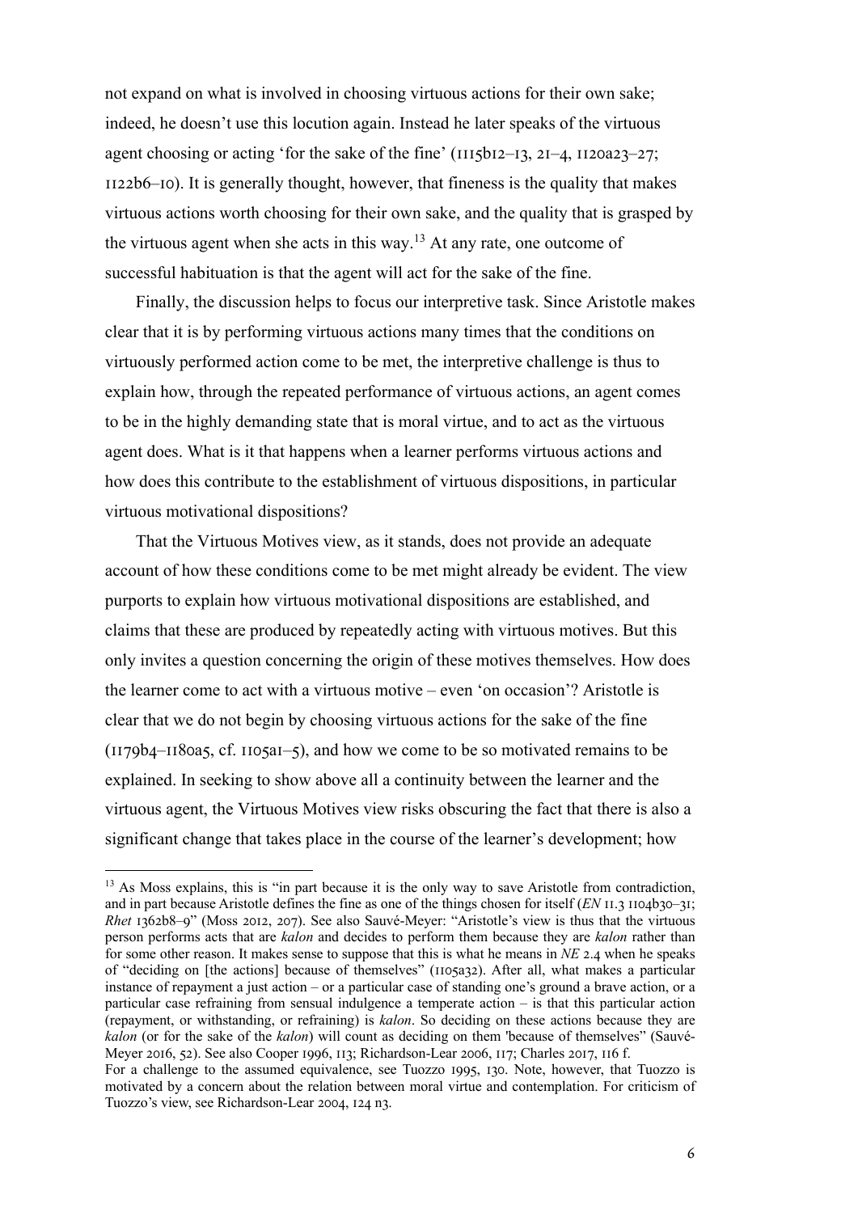not expand on what is involved in choosing virtuous actions for their own sake; indeed, he doesn't use this locution again. Instead he later speaks of the virtuous agent choosing or acting 'for the sake of the fine' (1115b12–13, 21–4, 1120a23–27; 1122b6–10). It is generally thought, however, that fineness is the quality that makes virtuous actions worth choosing for their own sake, and the quality that is grasped by the virtuous agent when she acts in this way.[13] At any rate, one outcome of successful habituation is that the agent will act for the sake of the fine.

Finally, the discussion helps to focus our interpretive task. Since Aristotle makes clear that it is by performing virtuous actions many times that the conditions on virtuously performed action come to be met, the interpretive challenge is thus to explain how, through the repeated performance of virtuous actions, an agent comes to be in the highly demanding state that is moral virtue, and to act as the virtuous agent does. What is it that happens when a learner performs virtuous actions and how does this contribute to the establishment of virtuous dispositions, in particular virtuous motivational dispositions?

That the Virtuous Motives view, as it stands, does not provide an adequate account of how these conditions come to be met might already be evident. The view purports to explain how virtuous motivational dispositions are established, and claims that these are produced by repeatedly acting with virtuous motives. But this only invites a question concerning the origin of these motives themselves. How does the learner come to act with a virtuous motive – even 'on occasion'? Aristotle is clear that we do not begin by choosing virtuous actions for the sake of the fine (1179b4–1180a5, cf. 1105a1–5), and how we come to be so motivated remains to be explained. In seeking to show above all a continuity between the learner and the virtuous agent, the Virtuous Motives view risks obscuring the fact that there is also a significant change that takes place in the course of the learner's development; how

---

[13] As Moss explains, this is "in part because it is the only way to save Aristotle from contradiction, and in part because Aristotle defines the fine as one of the things chosen for itself (*EN* II.3 1104b30–31; *Rhet* 1362b8–9" (Moss 2012, 207). See also Sauvé-Meyer: "Aristotle's view is thus that the virtuous person performs acts that are *kalon* and decides to perform them because they are *kalon* rather than for some other reason. It makes sense to suppose that this is what he means in *NE* 2.4 when he speaks of "deciding on [the actions] because of themselves" (1105a32). After all, what makes a particular instance of repayment a just action – or a particular case of standing one's ground a brave action, or a particular case refraining from sensual indulgence a temperate action – is that this particular action (repayment, or withstanding, or refraining) is *kalon*. So deciding on these actions because they are *kalon* (or for the sake of the *kalon*) will count as deciding on them 'because of themselves" (Sauvé-Meyer 2016, 52). See also Cooper 1996, 113; Richardson-Lear 2006, 117; Charles 2017, 116 f. For a challenge to the assumed equivalence, see Tuozzo 1995, 130. Note, however, that Tuozzo is motivated by a concern about the relation between moral virtue and contemplation. For criticism of Tuozzo's view, see Richardson-Lear 2004, 124 n3.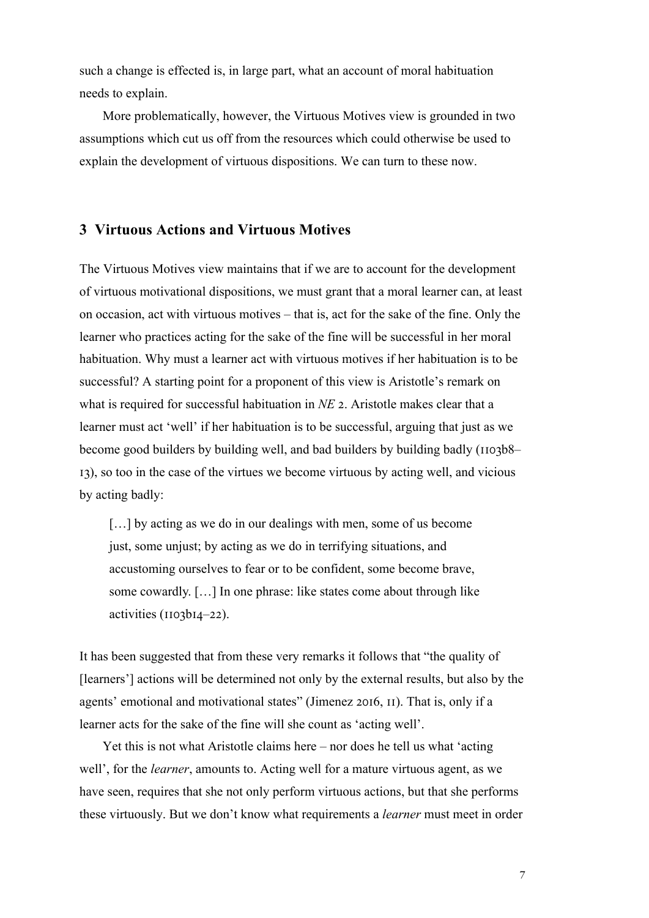such a change is effected is, in large part, what an account of moral habituation needs to explain.

More problematically, however, the Virtuous Motives view is grounded in two assumptions which cut us off from the resources which could otherwise be used to explain the development of virtuous dispositions. We can turn to these now.

## 3 Virtuous Actions and Virtuous Motives

The Virtuous Motives view maintains that if we are to account for the development of virtuous motivational dispositions, we must grant that a moral learner can, at least on occasion, act with virtuous motives – that is, act for the sake of the fine. Only the learner who practices acting for the sake of the fine will be successful in her moral habituation. Why must a learner act with virtuous motives if her habituation is to be successful? A starting point for a proponent of this view is Aristotle's remark on what is required for successful habituation in *NE* 2. Aristotle makes clear that a learner must act 'well' if her habituation is to be successful, arguing that just as we become good builders by building well, and bad builders by building badly (1103b8–13), so too in the case of the virtues we become virtuous by acting well, and vicious by acting badly:

> […] by acting as we do in our dealings with men, some of us become just, some unjust; by acting as we do in terrifying situations, and accustoming ourselves to fear or to be confident, some become brave, some cowardly. […] In one phrase: like states come about through like activities (1103b14–22).

It has been suggested that from these very remarks it follows that "the quality of [learners'] actions will be determined not only by the external results, but also by the agents' emotional and motivational states" (Jimenez 2016, 11). That is, only if a learner acts for the sake of the fine will she count as 'acting well'.

Yet this is not what Aristotle claims here – nor does he tell us what 'acting well', for the *learner*, amounts to. Acting well for a mature virtuous agent, as we have seen, requires that she not only perform virtuous actions, but that she performs these virtuously. But we don't know what requirements a *learner* must meet in order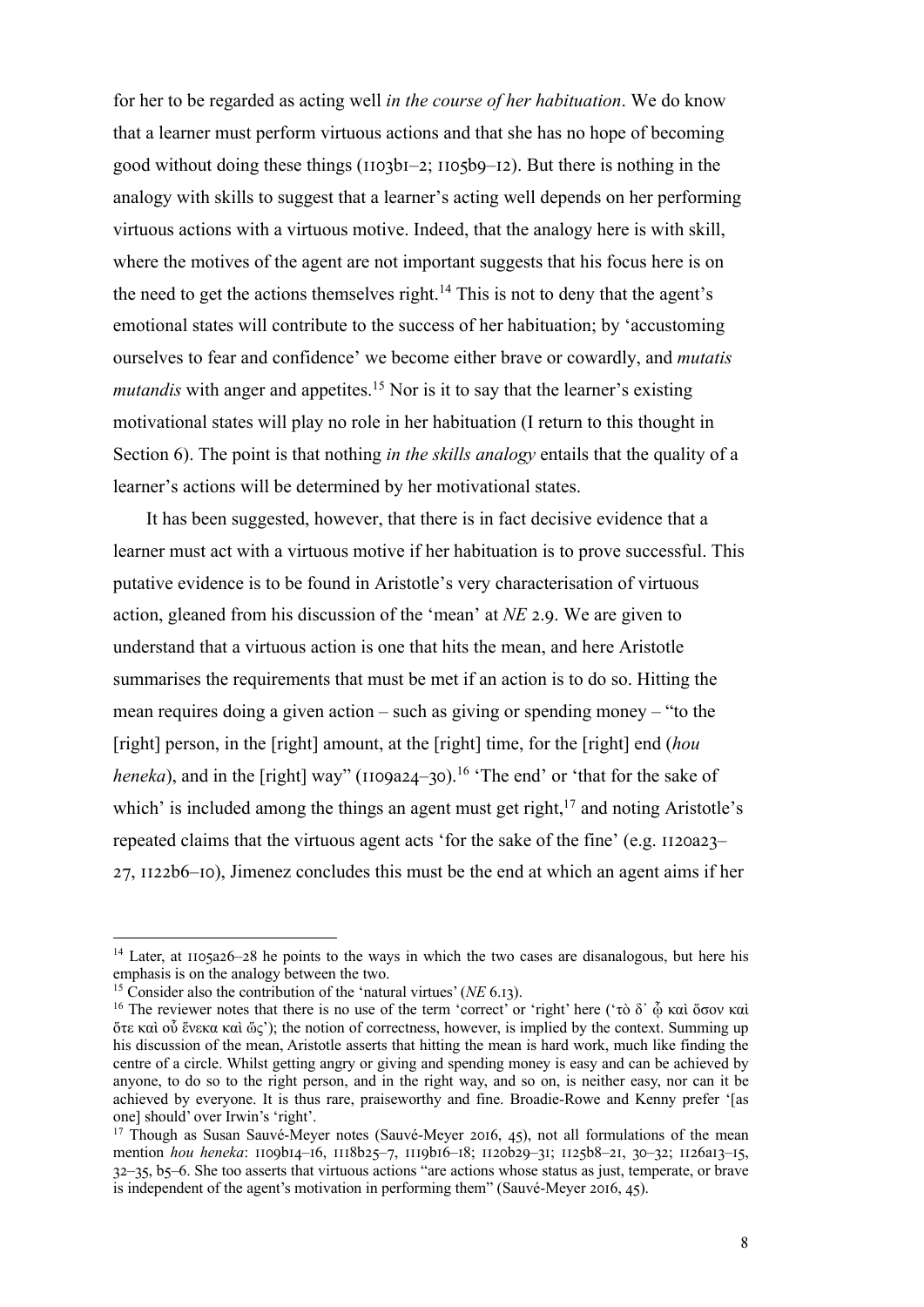for her to be regarded as acting well *in the course of her habituation*. We do know that a learner must perform virtuous actions and that she has no hope of becoming good without doing these things (1103b1–2; 1105b9–12). But there is nothing in the analogy with skills to suggest that a learner's acting well depends on her performing virtuous actions with a virtuous motive. Indeed, that the analogy here is with skill, where the motives of the agent are not important suggests that his focus here is on the need to get the actions themselves right.[14] This is not to deny that the agent's emotional states will contribute to the success of her habituation; by 'accustoming ourselves to fear and confidence' we become either brave or cowardly, and *mutatis mutandis* with anger and appetites.[15] Nor is it to say that the learner's existing motivational states will play no role in her habituation (I return to this thought in Section 6). The point is that nothing *in the skills analogy* entails that the quality of a learner's actions will be determined by her motivational states.

It has been suggested, however, that there is in fact decisive evidence that a learner must act with a virtuous motive if her habituation is to prove successful. This putative evidence is to be found in Aristotle's very characterisation of virtuous action, gleaned from his discussion of the 'mean' at *NE* 2.9. We are given to understand that a virtuous action is one that hits the mean, and here Aristotle summarises the requirements that must be met if an action is to do so. Hitting the mean requires doing a given action – such as giving or spending money – "to the [right] person, in the [right] amount, at the [right] time, for the [right] end (*hou heneka*), and in the [right] way" (1109a24–30).[16] 'The end' or 'that for the sake of which' is included among the things an agent must get right,[17] and noting Aristotle's repeated claims that the virtuous agent acts 'for the sake of the fine' (e.g. 1120a23–27, 1122b6–10), Jimenez concludes this must be the end at which an agent aims if her

---

[14] Later, at 1105a26–28 he points to the ways in which the two cases are disanalogous, but here his emphasis is on the analogy between the two.

[15] Consider also the contribution of the 'natural virtues' (*NE* 6.13).

[16] The reviewer notes that there is no use of the term 'correct' or 'right' here ('τὸ δ᾽ ᾧ καὶ ὅσον καὶ ὅτε καὶ οὗ ἕνεκα καὶ ὥς'); the notion of correctness, however, is implied by the context. Summing up his discussion of the mean, Aristotle asserts that hitting the mean is hard work, much like finding the centre of a circle. Whilst getting angry or giving and spending money is easy and can be achieved by anyone, to do so to the right person, and in the right way, and so on, is neither easy, nor can it be achieved by everyone. It is thus rare, praiseworthy and fine. Broadie-Rowe and Kenny prefer '[as one] should' over Irwin's 'right'.

[17] Though as Susan Sauvé-Meyer notes (Sauvé-Meyer 2016, 45), not all formulations of the mean mention *hou heneka*: 1109b14–16, 1118b25–7, 1119b16–18; 1120b29–31; 1125b8–21, 30–32; 1126a13–15, 32–35, b5–6. She too asserts that virtuous actions "are actions whose status as just, temperate, or brave is independent of the agent's motivation in performing them" (Sauvé-Meyer 2016, 45).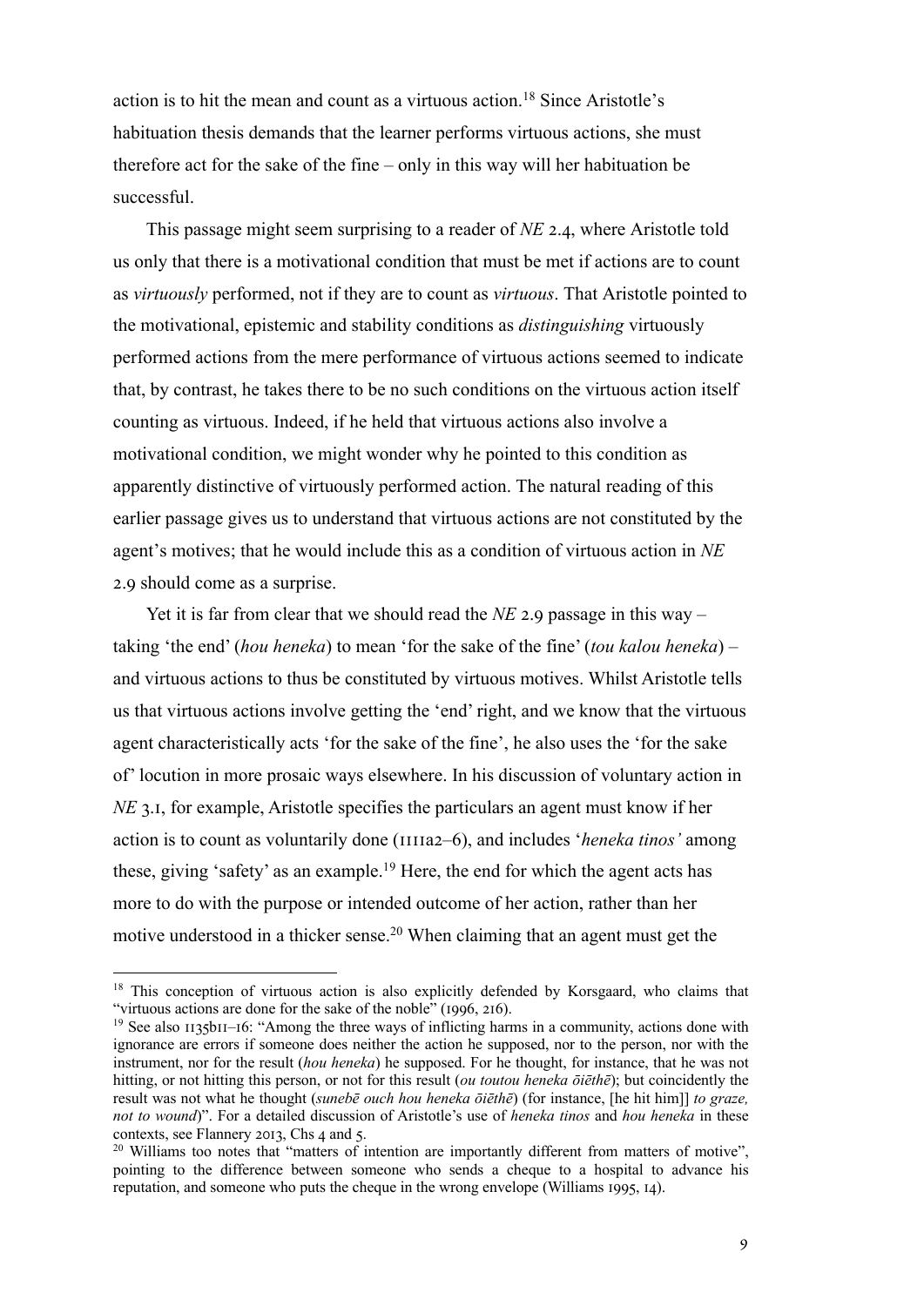action is to hit the mean and count as a virtuous action.[18] Since Aristotle's habituation thesis demands that the learner performs virtuous actions, she must therefore act for the sake of the fine – only in this way will her habituation be successful.

This passage might seem surprising to a reader of *NE* 2.4, where Aristotle told us only that there is a motivational condition that must be met if actions are to count as *virtuously* performed, not if they are to count as *virtuous*. That Aristotle pointed to the motivational, epistemic and stability conditions as *distinguishing* virtuously performed actions from the mere performance of virtuous actions seemed to indicate that, by contrast, he takes there to be no such conditions on the virtuous action itself counting as virtuous. Indeed, if he held that virtuous actions also involve a motivational condition, we might wonder why he pointed to this condition as apparently distinctive of virtuously performed action. The natural reading of this earlier passage gives us to understand that virtuous actions are not constituted by the agent's motives; that he would include this as a condition of virtuous action in *NE* 2.9 should come as a surprise.

Yet it is far from clear that we should read the *NE* 2.9 passage in this way – taking 'the end' (*hou heneka*) to mean 'for the sake of the fine' (*tou kalou heneka*) – and virtuous actions to thus be constituted by virtuous motives. Whilst Aristotle tells us that virtuous actions involve getting the 'end' right, and we know that the virtuous agent characteristically acts 'for the sake of the fine', he also uses the 'for the sake of' locution in more prosaic ways elsewhere. In his discussion of voluntary action in *NE* 3.1, for example, Aristotle specifies the particulars an agent must know if her action is to count as voluntarily done (1111a2–6), and includes '*heneka tinos'* among these, giving 'safety' as an example.[19] Here, the end for which the agent acts has more to do with the purpose or intended outcome of her action, rather than her motive understood in a thicker sense.[20] When claiming that an agent must get the

---

[18] This conception of virtuous action is also explicitly defended by Korsgaard, who claims that "virtuous actions are done for the sake of the noble" (1996, 216).

[19] See also 1135b11–16: "Among the three ways of inflicting harms in a community, actions done with ignorance are errors if someone does neither the action he supposed, nor to the person, nor with the instrument, nor for the result (*hou heneka*) he supposed. For he thought, for instance, that he was not hitting, or not hitting this person, or not for this result (*ou toutou heneka ōiēthē*); but coincidently the result was not what he thought (*sunebē ouch hou heneka ōiēthē*) (for instance, [he hit him]] *to graze, not to wound*)". For a detailed discussion of Aristotle's use of *heneka tinos* and *hou heneka* in these contexts, see Flannery 2013, Chs 4 and 5.

[20] Williams too notes that "matters of intention are importantly different from matters of motive", pointing to the difference between someone who sends a cheque to a hospital to advance his reputation, and someone who puts the cheque in the wrong envelope (Williams 1995, 14).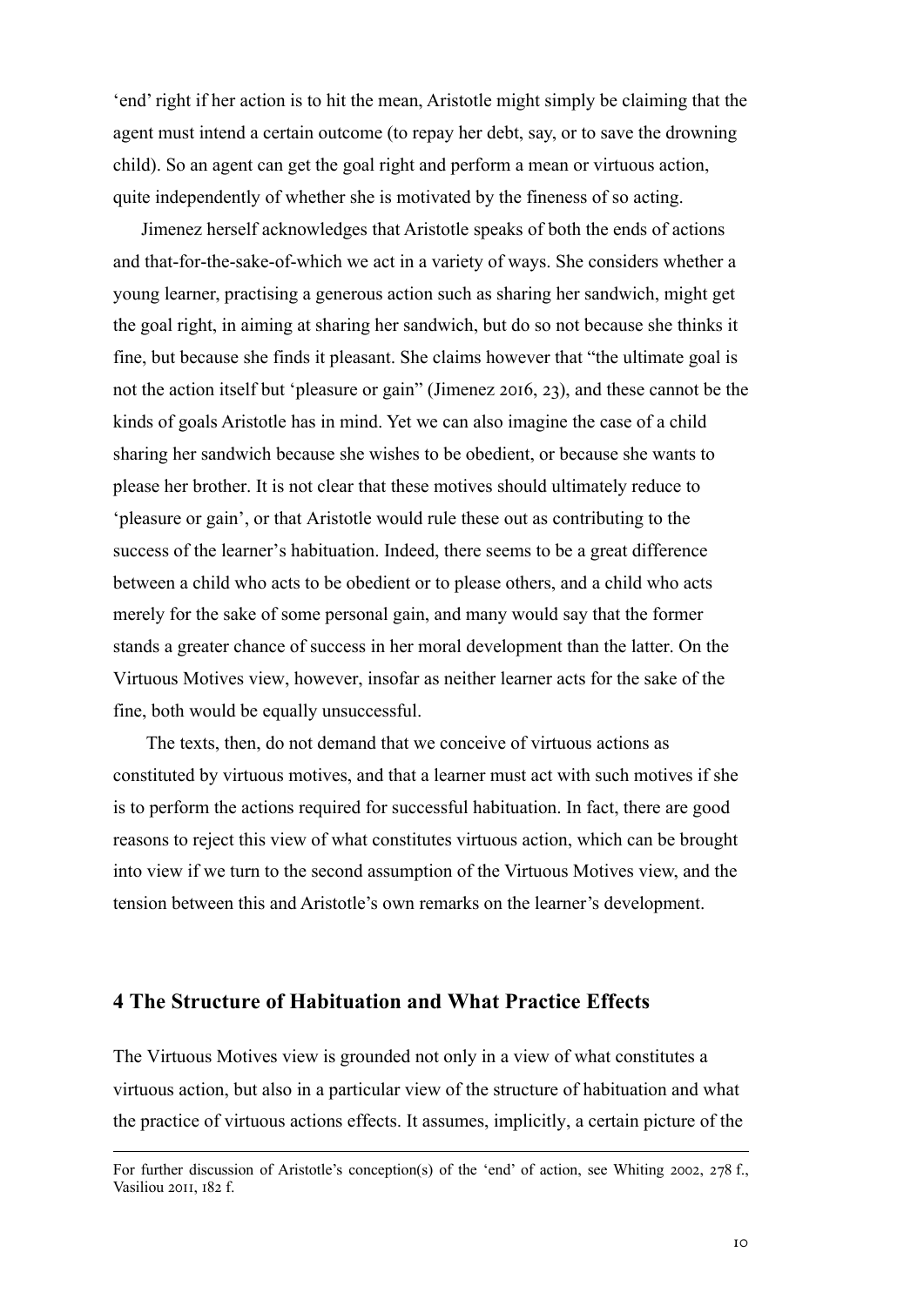'end' right if her action is to hit the mean, Aristotle might simply be claiming that the agent must intend a certain outcome (to repay her debt, say, or to save the drowning child). So an agent can get the goal right and perform a mean or virtuous action, quite independently of whether she is motivated by the fineness of so acting.

Jimenez herself acknowledges that Aristotle speaks of both the ends of actions and that-for-the-sake-of-which we act in a variety of ways. She considers whether a young learner, practising a generous action such as sharing her sandwich, might get the goal right, in aiming at sharing her sandwich, but do so not because she thinks it fine, but because she finds it pleasant. She claims however that "the ultimate goal is not the action itself but 'pleasure or gain'" (Jimenez 2016, 23), and these cannot be the kinds of goals Aristotle has in mind. Yet we can also imagine the case of a child sharing her sandwich because she wishes to be obedient, or because she wants to please her brother. It is not clear that these motives should ultimately reduce to 'pleasure or gain', or that Aristotle would rule these out as contributing to the success of the learner's habituation. Indeed, there seems to be a great difference between a child who acts to be obedient or to please others, and a child who acts merely for the sake of some personal gain, and many would say that the former stands a greater chance of success in her moral development than the latter. On the Virtuous Motives view, however, insofar as neither learner acts for the sake of the fine, both would be equally unsuccessful.

The texts, then, do not demand that we conceive of virtuous actions as constituted by virtuous motives, and that a learner must act with such motives if she is to perform the actions required for successful habituation. In fact, there are good reasons to reject this view of what constitutes virtuous action, which can be brought into view if we turn to the second assumption of the Virtuous Motives view, and the tension between this and Aristotle's own remarks on the learner's development.

## 4 The Structure of Habituation and What Practice Effects

The Virtuous Motives view is grounded not only in a view of what constitutes a virtuous action, but also in a particular view of the structure of habituation and what the practice of virtuous actions effects. It assumes, implicitly, a certain picture of the

---

For further discussion of Aristotle's conception(s) of the 'end' of action, see Whiting 2002, 278 f., Vasiliou 2011, 182 f.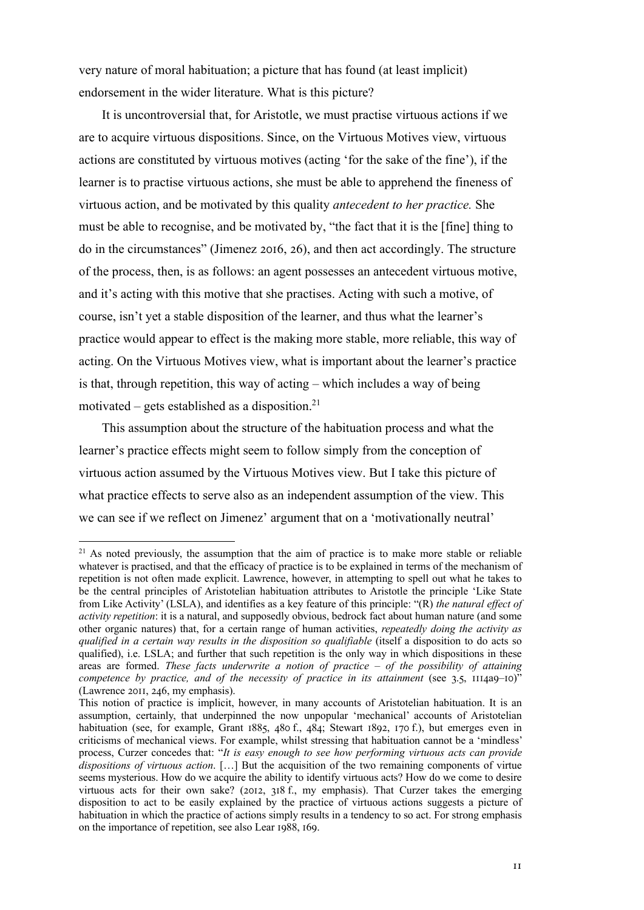very nature of moral habituation; a picture that has found (at least implicit) endorsement in the wider literature. What is this picture?

It is uncontroversial that, for Aristotle, we must practise virtuous actions if we are to acquire virtuous dispositions. Since, on the Virtuous Motives view, virtuous actions are constituted by virtuous motives (acting 'for the sake of the fine'), if the learner is to practise virtuous actions, she must be able to apprehend the fineness of virtuous action, and be motivated by this quality *antecedent to her practice.* She must be able to recognise, and be motivated by, "the fact that it is the [fine] thing to do in the circumstances" (Jimenez 2016, 26), and then act accordingly. The structure of the process, then, is as follows: an agent possesses an antecedent virtuous motive, and it's acting with this motive that she practises. Acting with such a motive, of course, isn't yet a stable disposition of the learner, and thus what the learner's practice would appear to effect is the making more stable, more reliable, this way of acting. On the Virtuous Motives view, what is important about the learner's practice is that, through repetition, this way of acting – which includes a way of being motivated – gets established as a disposition.[21]

This assumption about the structure of the habituation process and what the learner's practice effects might seem to follow simply from the conception of virtuous action assumed by the Virtuous Motives view. But I take this picture of what practice effects to serve also as an independent assumption of the view. This we can see if we reflect on Jimenez' argument that on a 'motivationally neutral'

---

[21] As noted previously, the assumption that the aim of practice is to make more stable or reliable whatever is practised, and that the efficacy of practice is to be explained in terms of the mechanism of repetition is not often made explicit. Lawrence, however, in attempting to spell out what he takes to be the central principles of Aristotelian habituation attributes to Aristotle the principle 'Like State from Like Activity' (LSLA), and identifies as a key feature of this principle: "(R) *the natural effect of activity repetition*: it is a natural, and supposedly obvious, bedrock fact about human nature (and some other organic natures) that, for a certain range of human activities, *repeatedly doing the activity as qualified in a certain way results in the disposition so qualifiable* (itself a disposition to do acts so qualified), i.e. LSLA; and further that such repetition is the only way in which dispositions in these areas are formed. *These facts underwrite a notion of practice – of the possibility of attaining competence by practice, and of the necessity of practice in its attainment* (see 3.5, 1114a9–10)" (Lawrence 2011, 246, my emphasis).

This notion of practice is implicit, however, in many accounts of Aristotelian habituation. It is an assumption, certainly, that underpinned the now unpopular 'mechanical' accounts of Aristotelian habituation (see, for example, Grant 1885, 480 f., 484; Stewart 1892, 170 f.), but emerges even in criticisms of mechanical views. For example, whilst stressing that habituation cannot be a 'mindless' process, Curzer concedes that: "*It is easy enough to see how performing virtuous acts can provide dispositions of virtuous action*. […] But the acquisition of the two remaining components of virtue seems mysterious. How do we acquire the ability to identify virtuous acts? How do we come to desire virtuous acts for their own sake? (2012, 318 f., my emphasis). That Curzer takes the emerging disposition to act to be easily explained by the practice of virtuous actions suggests a picture of habituation in which the practice of actions simply results in a tendency to so act. For strong emphasis on the importance of repetition, see also Lear 1988, 169.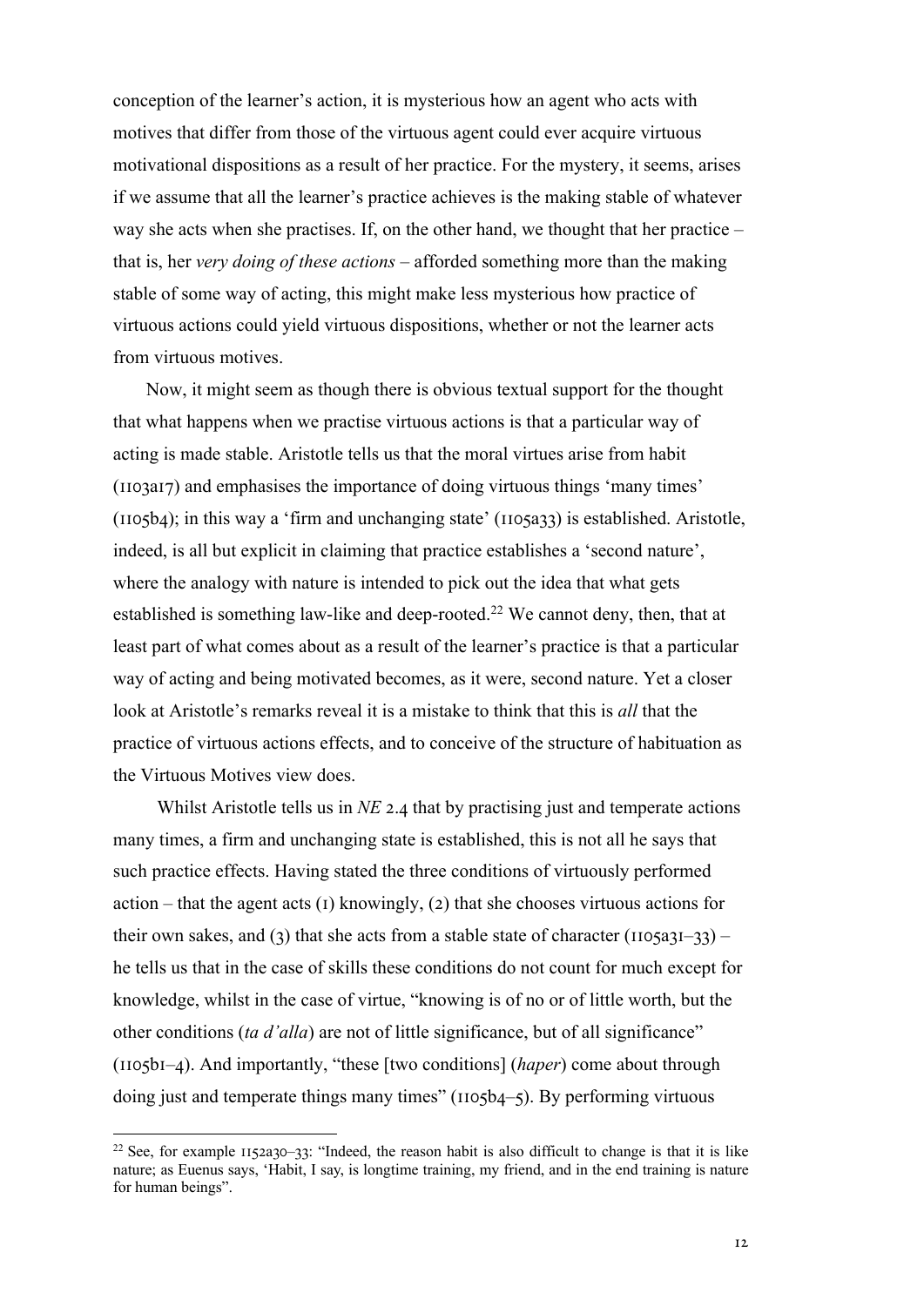conception of the learner's action, it is mysterious how an agent who acts with motives that differ from those of the virtuous agent could ever acquire virtuous motivational dispositions as a result of her practice. For the mystery, it seems, arises if we assume that all the learner's practice achieves is the making stable of whatever way she acts when she practises. If, on the other hand, we thought that her practice – that is, her *very doing of these actions* – afforded something more than the making stable of some way of acting, this might make less mysterious how practice of virtuous actions could yield virtuous dispositions, whether or not the learner acts from virtuous motives.

Now, it might seem as though there is obvious textual support for the thought that what happens when we practise virtuous actions is that a particular way of acting is made stable. Aristotle tells us that the moral virtues arise from habit (1103a17) and emphasises the importance of doing virtuous things 'many times' (1105b4); in this way a 'firm and unchanging state' (1105a33) is established. Aristotle, indeed, is all but explicit in claiming that practice establishes a 'second nature', where the analogy with nature is intended to pick out the idea that what gets established is something law-like and deep-rooted.[22] We cannot deny, then, that at least part of what comes about as a result of the learner's practice is that a particular way of acting and being motivated becomes, as it were, second nature. Yet a closer look at Aristotle's remarks reveal it is a mistake to think that this is *all* that the practice of virtuous actions effects, and to conceive of the structure of habituation as the Virtuous Motives view does.

Whilst Aristotle tells us in *NE* 2.4 that by practising just and temperate actions many times, a firm and unchanging state is established, this is not all he says that such practice effects. Having stated the three conditions of virtuously performed action – that the agent acts (1) knowingly, (2) that she chooses virtuous actions for their own sakes, and (3) that she acts from a stable state of character (1105a31–33) – he tells us that in the case of skills these conditions do not count for much except for knowledge, whilst in the case of virtue, "knowing is of no or of little worth, but the other conditions (*ta d'alla*) are not of little significance, but of all significance" (1105b1–4). And importantly, "these [two conditions] (*haper*) come about through doing just and temperate things many times" (1105b4–5). By performing virtuous

[22] See, for example 1152a30–33: "Indeed, the reason habit is also difficult to change is that it is like nature; as Euenus says, 'Habit, I say, is longtime training, my friend, and in the end training is nature for human beings".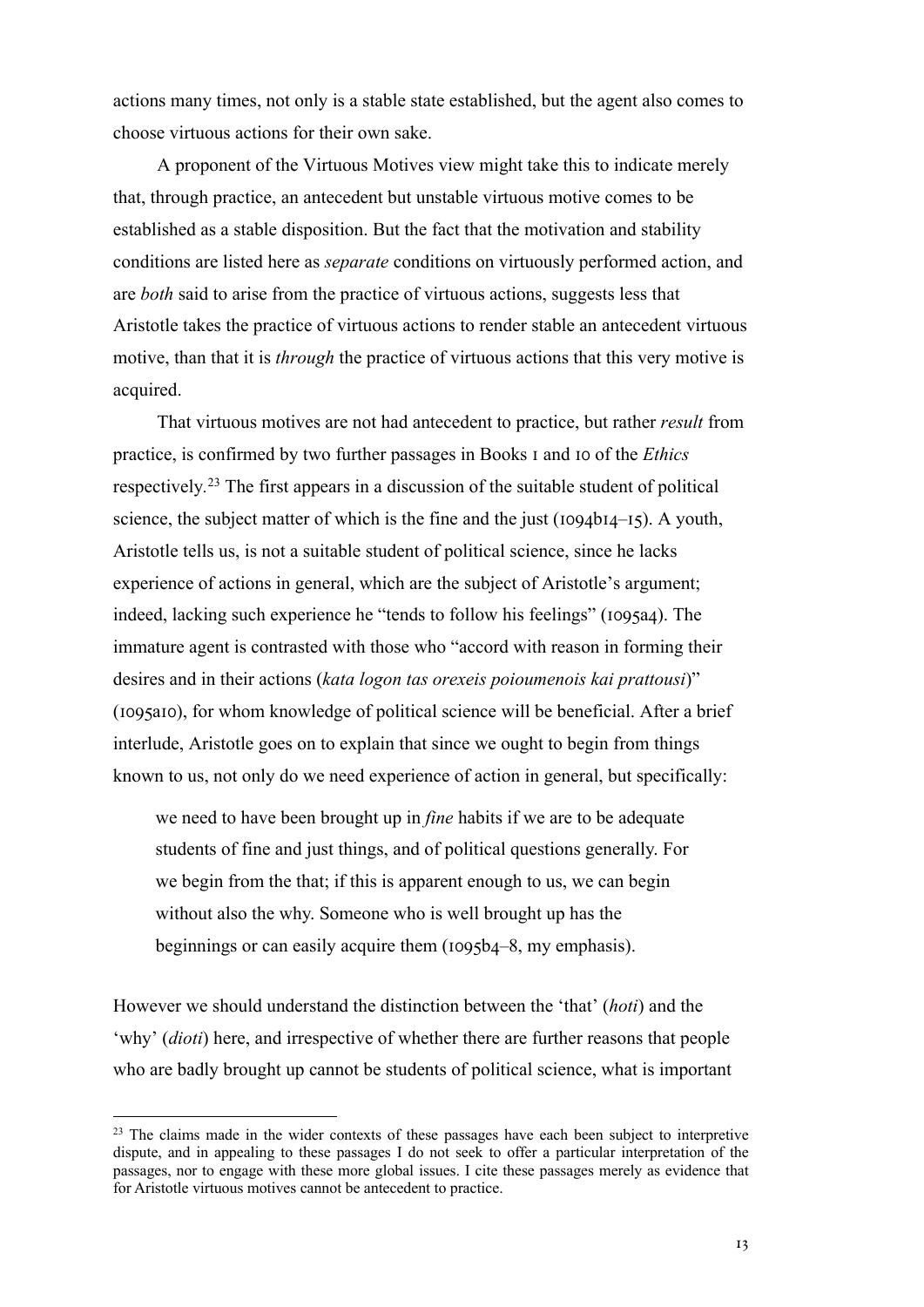actions many times, not only is a stable state established, but the agent also comes to choose virtuous actions for their own sake.

A proponent of the Virtuous Motives view might take this to indicate merely that, through practice, an antecedent but unstable virtuous motive comes to be established as a stable disposition. But the fact that the motivation and stability conditions are listed here as *separate* conditions on virtuously performed action, and are *both* said to arise from the practice of virtuous actions, suggests less that Aristotle takes the practice of virtuous actions to render stable an antecedent virtuous motive, than that it is *through* the practice of virtuous actions that this very motive is acquired.

That virtuous motives are not had antecedent to practice, but rather *result* from practice, is confirmed by two further passages in Books 1 and 10 of the *Ethics* respectively.[23] The first appears in a discussion of the suitable student of political science, the subject matter of which is the fine and the just (1094b14–15). A youth, Aristotle tells us, is not a suitable student of political science, since he lacks experience of actions in general, which are the subject of Aristotle's argument; indeed, lacking such experience he "tends to follow his feelings" (1095a4). The immature agent is contrasted with those who "accord with reason in forming their desires and in their actions (*kata logon tas orexeis poioumenois kai prattousi*)" (1095a10), for whom knowledge of political science will be beneficial. After a brief interlude, Aristotle goes on to explain that since we ought to begin from things known to us, not only do we need experience of action in general, but specifically:

> we need to have been brought up in *fine* habits if we are to be adequate students of fine and just things, and of political questions generally. For we begin from the that; if this is apparent enough to us, we can begin without also the why. Someone who is well brought up has the beginnings or can easily acquire them (1095b4–8, my emphasis).

However we should understand the distinction between the 'that' (*hoti*) and the 'why' (*dioti*) here, and irrespective of whether there are further reasons that people who are badly brought up cannot be students of political science, what is important

[23] The claims made in the wider contexts of these passages have each been subject to interpretive dispute, and in appealing to these passages I do not seek to offer a particular interpretation of the passages, nor to engage with these more global issues. I cite these passages merely as evidence that for Aristotle virtuous motives cannot be antecedent to practice.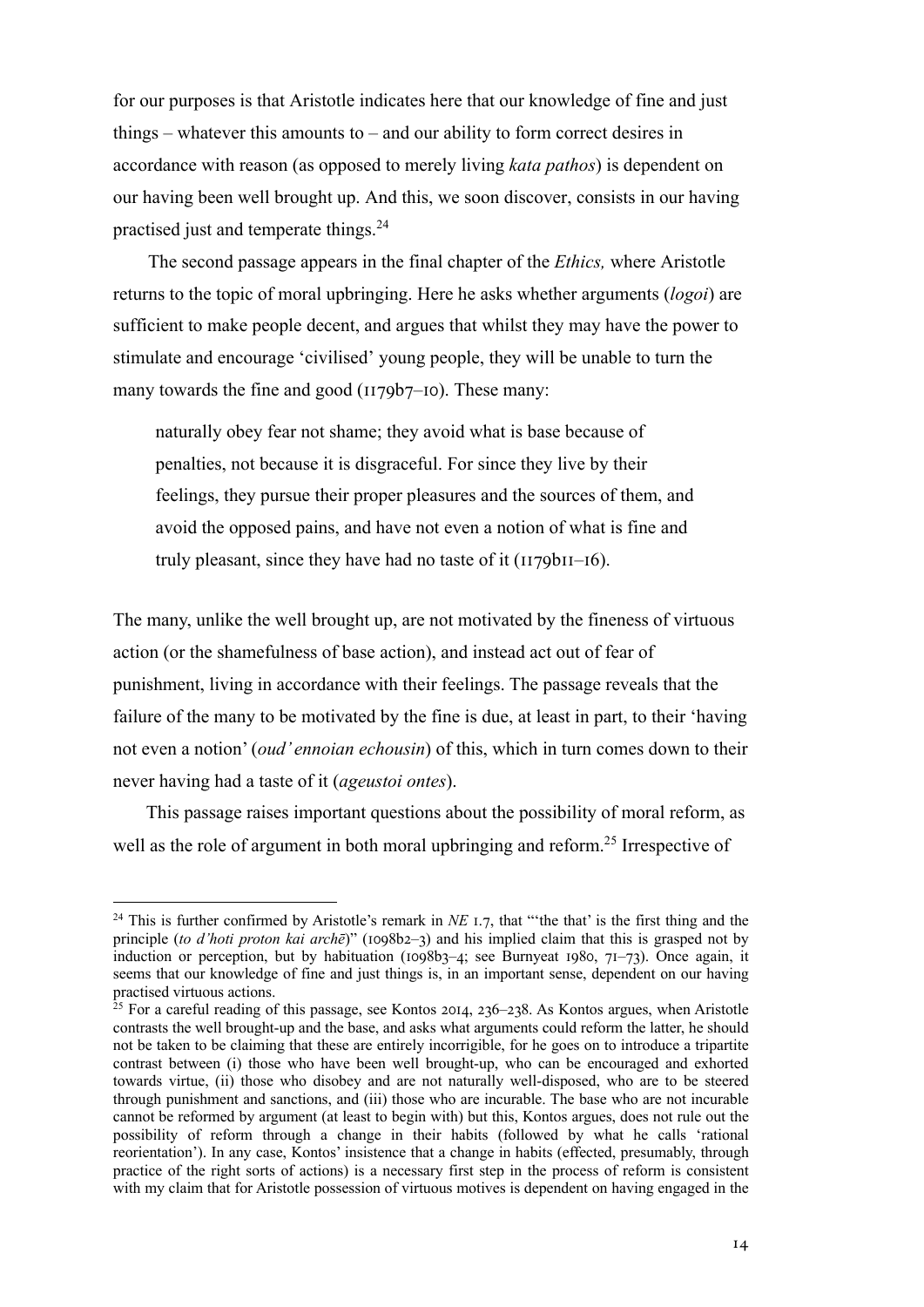for our purposes is that Aristotle indicates here that our knowledge of fine and just things – whatever this amounts to – and our ability to form correct desires in accordance with reason (as opposed to merely living *kata pathos*) is dependent on our having been well brought up. And this, we soon discover, consists in our having practised just and temperate things.[24]

The second passage appears in the final chapter of the *Ethics,* where Aristotle returns to the topic of moral upbringing. Here he asks whether arguments (*logoi*) are sufficient to make people decent, and argues that whilst they may have the power to stimulate and encourage 'civilised' young people, they will be unable to turn the many towards the fine and good (1179b7–10). These many:

> naturally obey fear not shame; they avoid what is base because of penalties, not because it is disgraceful. For since they live by their feelings, they pursue their proper pleasures and the sources of them, and avoid the opposed pains, and have not even a notion of what is fine and truly pleasant, since they have had no taste of it (1179b11–16).

The many, unlike the well brought up, are not motivated by the fineness of virtuous action (or the shamefulness of base action), and instead act out of fear of punishment, living in accordance with their feelings. The passage reveals that the failure of the many to be motivated by the fine is due, at least in part, to their 'having not even a notion' (*oud' ennoian echousin*) of this, which in turn comes down to their never having had a taste of it (*ageustoi ontes*).

This passage raises important questions about the possibility of moral reform, as well as the role of argument in both moral upbringing and reform.[25] Irrespective of

---

[24] This is further confirmed by Aristotle's remark in *NE* 1.7, that "'the that' is the first thing and the principle (*to d'hoti proton kai archē*)" (1098b2–3) and his implied claim that this is grasped not by induction or perception, but by habituation (1098b3–4; see Burnyeat 1980, 71–73). Once again, it seems that our knowledge of fine and just things is, in an important sense, dependent on our having practised virtuous actions.

[25] For a careful reading of this passage, see Kontos 2014, 236–238. As Kontos argues, when Aristotle contrasts the well brought-up and the base, and asks what arguments could reform the latter, he should not be taken to be claiming that these are entirely incorrigible, for he goes on to introduce a tripartite contrast between (i) those who have been well brought-up, who can be encouraged and exhorted towards virtue, (ii) those who disobey and are not naturally well-disposed, who are to be steered through punishment and sanctions, and (iii) those who are incurable. The base who are not incurable cannot be reformed by argument (at least to begin with) but this, Kontos argues, does not rule out the possibility of reform through a change in their habits (followed by what he calls 'rational reorientation'). In any case, Kontos' insistence that a change in habits (effected, presumably, through practice of the right sorts of actions) is a necessary first step in the process of reform is consistent with my claim that for Aristotle possession of virtuous motives is dependent on having engaged in the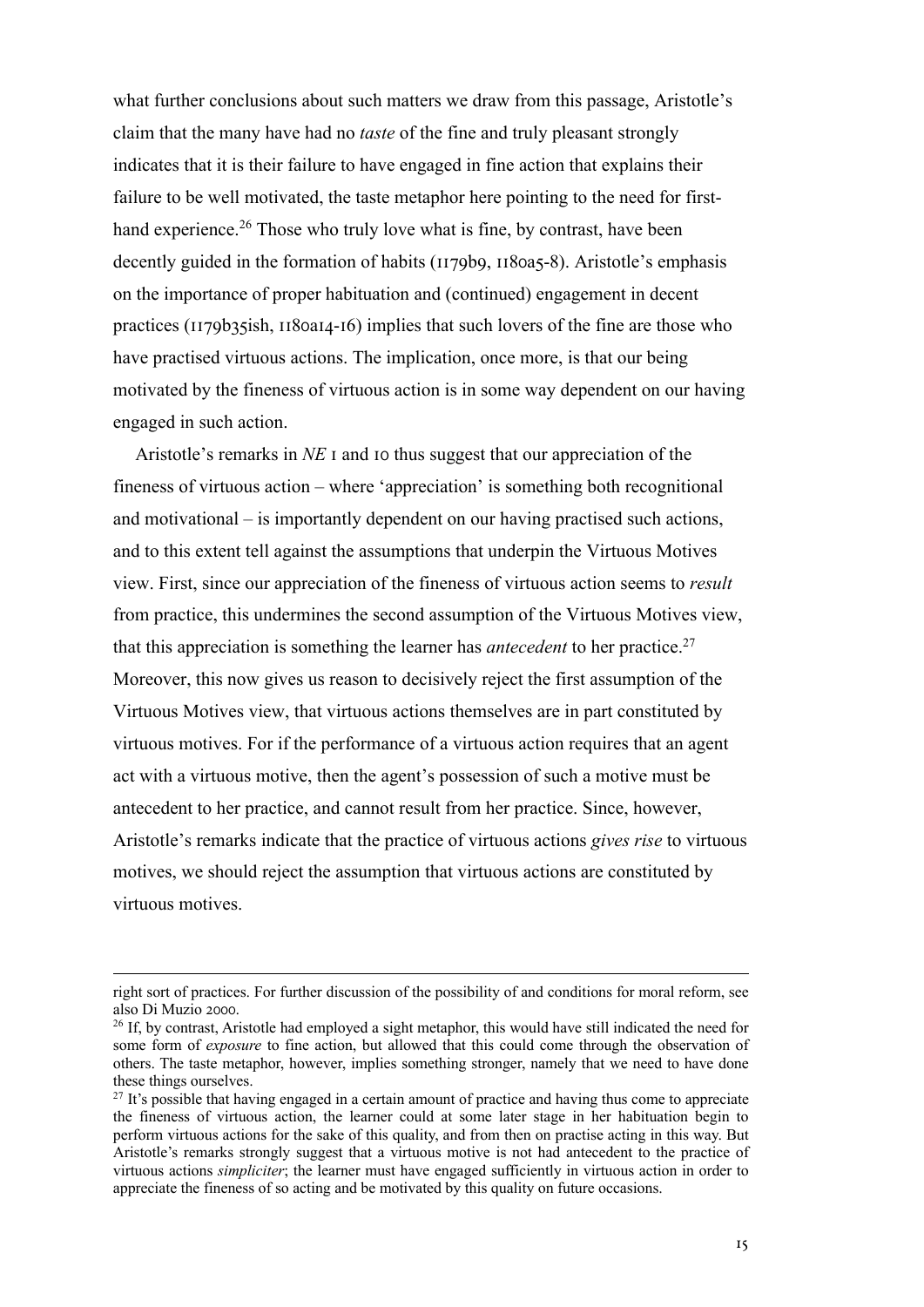what further conclusions about such matters we draw from this passage, Aristotle's claim that the many have had no *taste* of the fine and truly pleasant strongly indicates that it is their failure to have engaged in fine action that explains their failure to be well motivated, the taste metaphor here pointing to the need for first-hand experience.[26] Those who truly love what is fine, by contrast, have been decently guided in the formation of habits (1179b9, 1180a5-8). Aristotle's emphasis on the importance of proper habituation and (continued) engagement in decent practices (1179b35ish, 1180a14-16) implies that such lovers of the fine are those who have practised virtuous actions. The implication, once more, is that our being motivated by the fineness of virtuous action is in some way dependent on our having engaged in such action.

Aristotle's remarks in *NE* 1 and 10 thus suggest that our appreciation of the fineness of virtuous action – where 'appreciation' is something both recognitional and motivational – is importantly dependent on our having practised such actions, and to this extent tell against the assumptions that underpin the Virtuous Motives view. First, since our appreciation of the fineness of virtuous action seems to *result* from practice, this undermines the second assumption of the Virtuous Motives view, that this appreciation is something the learner has *antecedent* to her practice.[27] Moreover, this now gives us reason to decisively reject the first assumption of the Virtuous Motives view, that virtuous actions themselves are in part constituted by virtuous motives. For if the performance of a virtuous action requires that an agent act with a virtuous motive, then the agent's possession of such a motive must be antecedent to her practice, and cannot result from her practice. Since, however, Aristotle's remarks indicate that the practice of virtuous actions *gives rise* to virtuous motives, we should reject the assumption that virtuous actions are constituted by virtuous motives.

---

right sort of practices. For further discussion of the possibility of and conditions for moral reform, see also Di Muzio 2000.

[26] If, by contrast, Aristotle had employed a sight metaphor, this would have still indicated the need for some form of *exposure* to fine action, but allowed that this could come through the observation of others. The taste metaphor, however, implies something stronger, namely that we need to have done these things ourselves.

[27] It's possible that having engaged in a certain amount of practice and having thus come to appreciate the fineness of virtuous action, the learner could at some later stage in her habituation begin to perform virtuous actions for the sake of this quality, and from then on practise acting in this way. But Aristotle's remarks strongly suggest that a virtuous motive is not had antecedent to the practice of virtuous actions *simpliciter*; the learner must have engaged sufficiently in virtuous action in order to appreciate the fineness of so acting and be motivated by this quality on future occasions.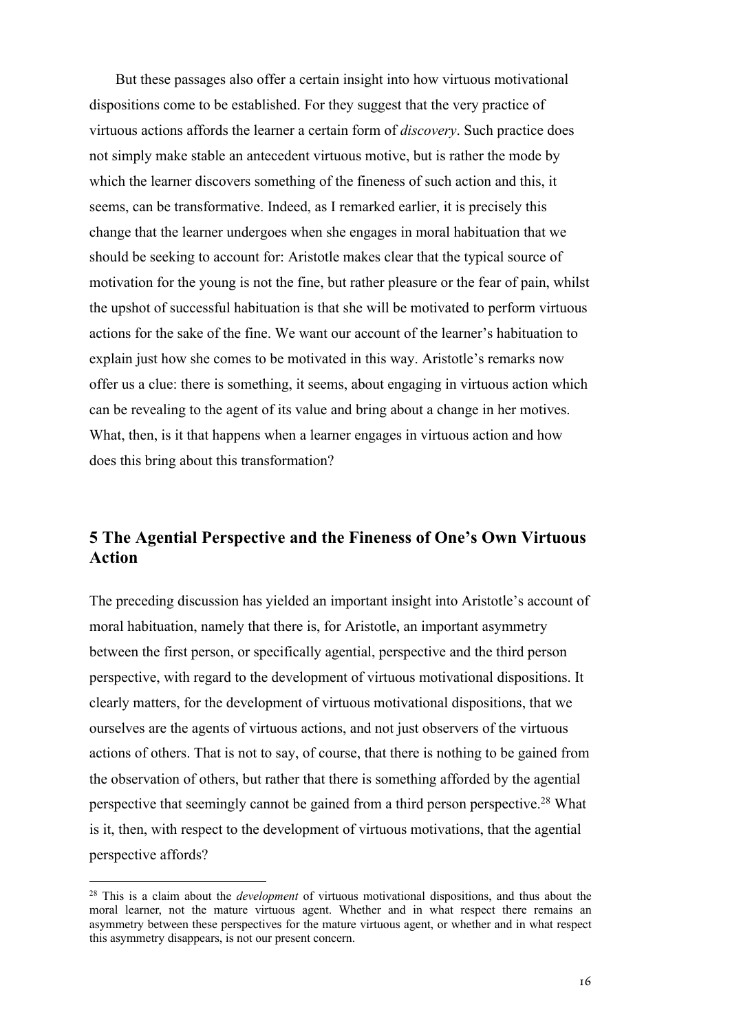But these passages also offer a certain insight into how virtuous motivational dispositions come to be established. For they suggest that the very practice of virtuous actions affords the learner a certain form of *discovery*. Such practice does not simply make stable an antecedent virtuous motive, but is rather the mode by which the learner discovers something of the fineness of such action and this, it seems, can be transformative. Indeed, as I remarked earlier, it is precisely this change that the learner undergoes when she engages in moral habituation that we should be seeking to account for: Aristotle makes clear that the typical source of motivation for the young is not the fine, but rather pleasure or the fear of pain, whilst the upshot of successful habituation is that she will be motivated to perform virtuous actions for the sake of the fine. We want our account of the learner's habituation to explain just how she comes to be motivated in this way. Aristotle's remarks now offer us a clue: there is something, it seems, about engaging in virtuous action which can be revealing to the agent of its value and bring about a change in her motives. What, then, is it that happens when a learner engages in virtuous action and how does this bring about this transformation?

## 5 The Agential Perspective and the Fineness of One's Own Virtuous Action

The preceding discussion has yielded an important insight into Aristotle's account of moral habituation, namely that there is, for Aristotle, an important asymmetry between the first person, or specifically agential, perspective and the third person perspective, with regard to the development of virtuous motivational dispositions. It clearly matters, for the development of virtuous motivational dispositions, that we ourselves are the agents of virtuous actions, and not just observers of the virtuous actions of others. That is not to say, of course, that there is nothing to be gained from the observation of others, but rather that there is something afforded by the agential perspective that seemingly cannot be gained from a third person perspective.[28] What is it, then, with respect to the development of virtuous motivations, that the agential perspective affords?

[28] This is a claim about the *development* of virtuous motivational dispositions, and thus about the moral learner, not the mature virtuous agent. Whether and in what respect there remains an asymmetry between these perspectives for the mature virtuous agent, or whether and in what respect this asymmetry disappears, is not our present concern.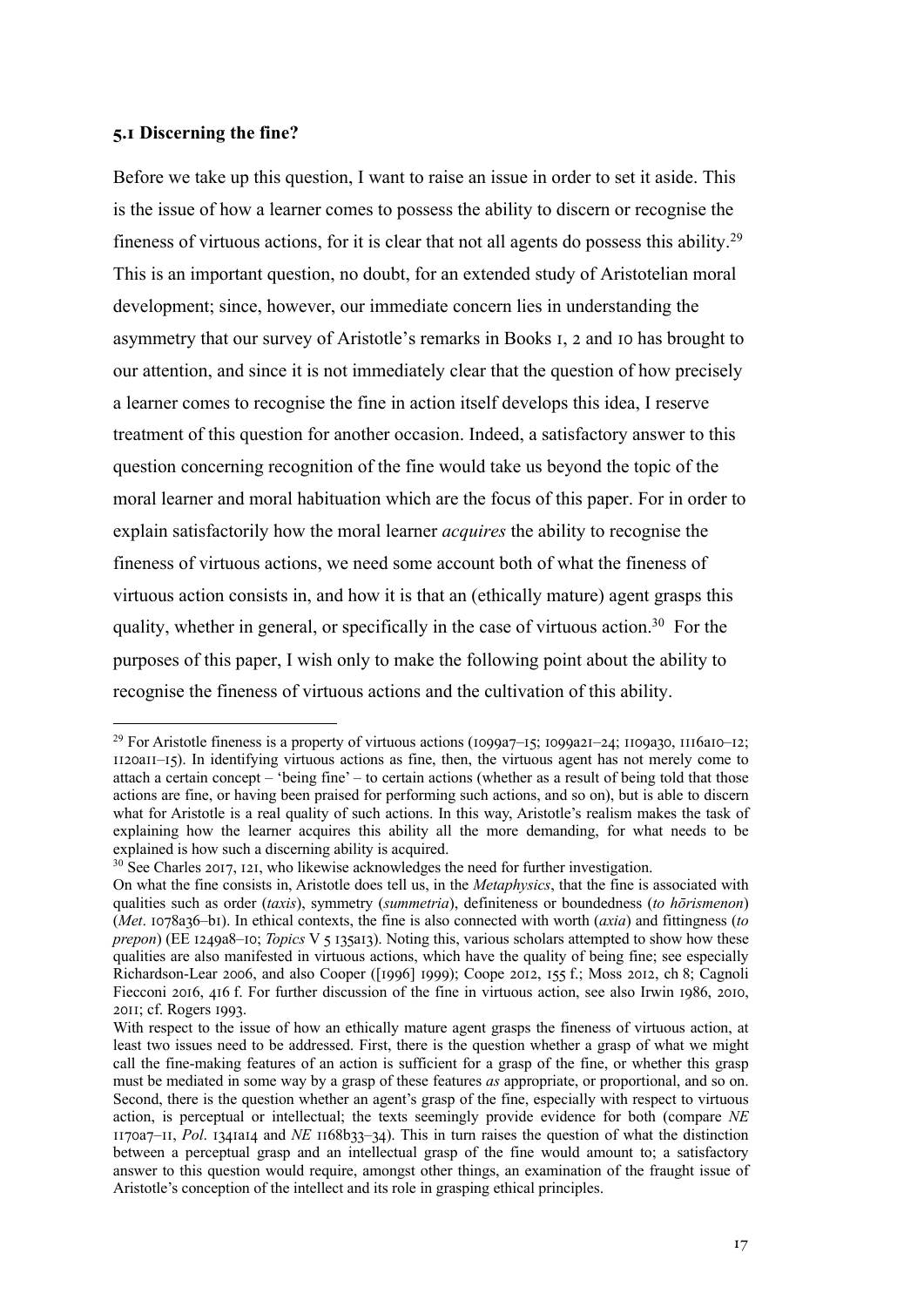### 5.1 Discerning the fine?

Before we take up this question, I want to raise an issue in order to set it aside. This is the issue of how a learner comes to possess the ability to discern or recognise the fineness of virtuous actions, for it is clear that not all agents do possess this ability.[29] This is an important question, no doubt, for an extended study of Aristotelian moral development; since, however, our immediate concern lies in understanding the asymmetry that our survey of Aristotle's remarks in Books 1, 2 and 10 has brought to our attention, and since it is not immediately clear that the question of how precisely a learner comes to recognise the fine in action itself develops this idea, I reserve treatment of this question for another occasion. Indeed, a satisfactory answer to this question concerning recognition of the fine would take us beyond the topic of the moral learner and moral habituation which are the focus of this paper. For in order to explain satisfactorily how the moral learner *acquires* the ability to recognise the fineness of virtuous actions, we need some account both of what the fineness of virtuous action consists in, and how it is that an (ethically mature) agent grasps this quality, whether in general, or specifically in the case of virtuous action.[30] For the purposes of this paper, I wish only to make the following point about the ability to recognise the fineness of virtuous actions and the cultivation of this ability.

---

[29] For Aristotle fineness is a property of virtuous actions (1099a7–15; 1099a21–24; 1109a30, 1116a10–12; 1120a11–15). In identifying virtuous actions as fine, then, the virtuous agent has not merely come to attach a certain concept – 'being fine' – to certain actions (whether as a result of being told that those actions are fine, or having been praised for performing such actions, and so on), but is able to discern what for Aristotle is a real quality of such actions. In this way, Aristotle's realism makes the task of explaining how the learner acquires this ability all the more demanding, for what needs to be explained is how such a discerning ability is acquired.

[30] See Charles 2017, 121, who likewise acknowledges the need for further investigation.

On what the fine consists in, Aristotle does tell us, in the *Metaphysics*, that the fine is associated with qualities such as order (*taxis*), symmetry (*summetria*), definiteness or boundedness (*to hōrismenon*) (*Met*. 1078a36–b1). In ethical contexts, the fine is also connected with worth (*axia*) and fittingness (*to prepon*) (EE 1249a8–10; *Topics* V 5 135a13). Noting this, various scholars attempted to show how these qualities are also manifested in virtuous actions, which have the quality of being fine; see especially Richardson-Lear 2006, and also Cooper ([1996] 1999); Coope 2012, 155 f.; Moss 2012, ch 8; Cagnoli Fiecconi 2016, 416 f. For further discussion of the fine in virtuous action, see also Irwin 1986, 2010, 2011; cf. Rogers 1993.

With respect to the issue of how an ethically mature agent grasps the fineness of virtuous action, at least two issues need to be addressed. First, there is the question whether a grasp of what we might call the fine-making features of an action is sufficient for a grasp of the fine, or whether this grasp must be mediated in some way by a grasp of these features *as* appropriate, or proportional, and so on. Second, there is the question whether an agent's grasp of the fine, especially with respect to virtuous action, is perceptual or intellectual; the texts seemingly provide evidence for both (compare *NE* 1170a7–11, *Pol*. 1341a14 and *NE* 1168b33–34). This in turn raises the question of what the distinction between a perceptual grasp and an intellectual grasp of the fine would amount to; a satisfactory answer to this question would require, amongst other things, an examination of the fraught issue of Aristotle's conception of the intellect and its role in grasping ethical principles.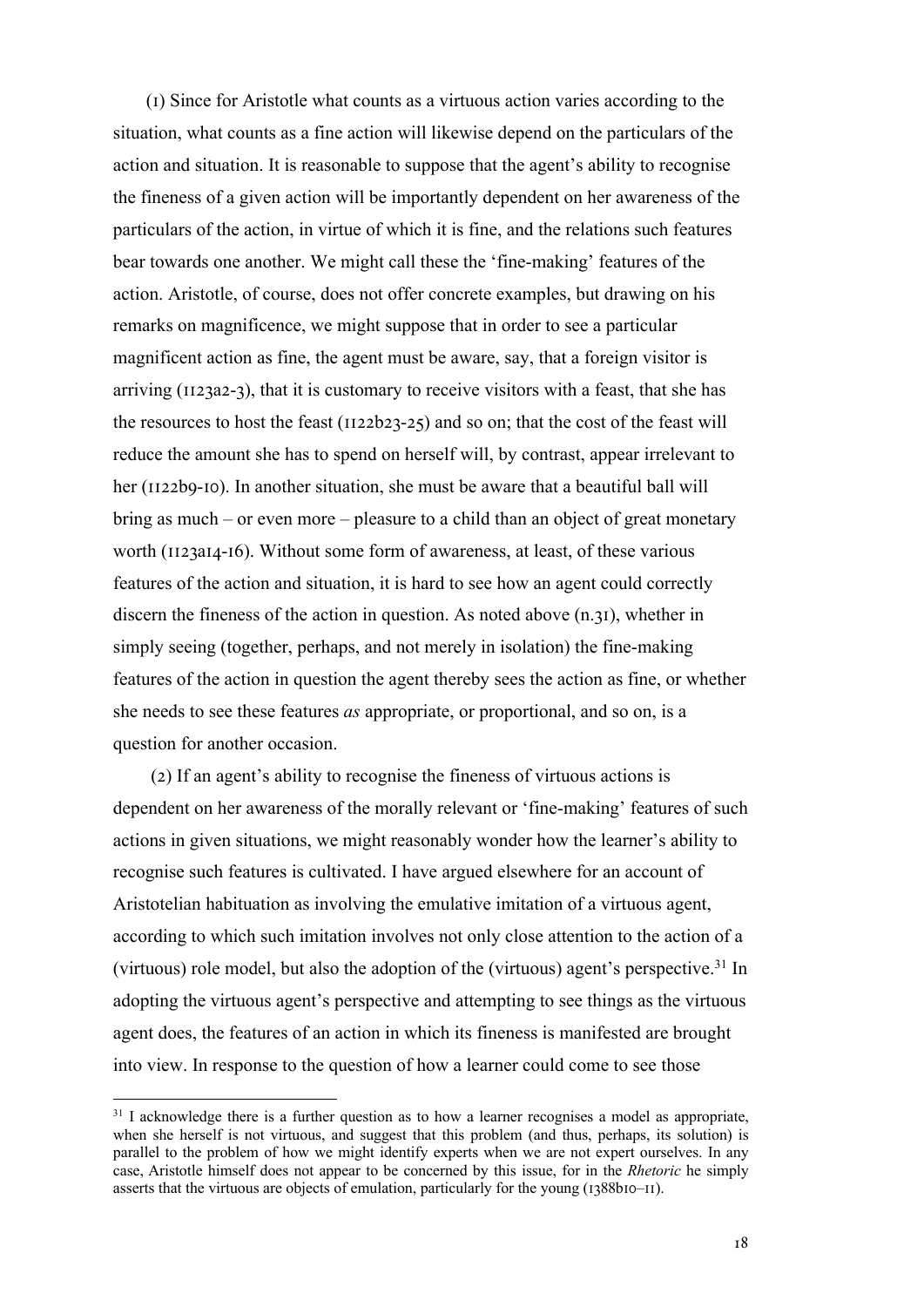(1) Since for Aristotle what counts as a virtuous action varies according to the situation, what counts as a fine action will likewise depend on the particulars of the action and situation. It is reasonable to suppose that the agent's ability to recognise the fineness of a given action will be importantly dependent on her awareness of the particulars of the action, in virtue of which it is fine, and the relations such features bear towards one another. We might call these the 'fine-making' features of the action. Aristotle, of course, does not offer concrete examples, but drawing on his remarks on magnificence, we might suppose that in order to see a particular magnificent action as fine, the agent must be aware, say, that a foreign visitor is arriving (1123a2-3), that it is customary to receive visitors with a feast, that she has the resources to host the feast (1122b23-25) and so on; that the cost of the feast will reduce the amount she has to spend on herself will, by contrast, appear irrelevant to her (1122b9-10). In another situation, she must be aware that a beautiful ball will bring as much – or even more – pleasure to a child than an object of great monetary worth (1123a14-16). Without some form of awareness, at least, of these various features of the action and situation, it is hard to see how an agent could correctly discern the fineness of the action in question. As noted above (n.31), whether in simply seeing (together, perhaps, and not merely in isolation) the fine-making features of the action in question the agent thereby sees the action as fine, or whether she needs to see these features *as* appropriate, or proportional, and so on, is a question for another occasion.

(2) If an agent's ability to recognise the fineness of virtuous actions is dependent on her awareness of the morally relevant or 'fine-making' features of such actions in given situations, we might reasonably wonder how the learner's ability to recognise such features is cultivated. I have argued elsewhere for an account of Aristotelian habituation as involving the emulative imitation of a virtuous agent, according to which such imitation involves not only close attention to the action of a (virtuous) role model, but also the adoption of the (virtuous) agent's perspective.[31] In adopting the virtuous agent's perspective and attempting to see things as the virtuous agent does, the features of an action in which its fineness is manifested are brought into view. In response to the question of how a learner could come to see those

[31] I acknowledge there is a further question as to how a learner recognises a model as appropriate, when she herself is not virtuous, and suggest that this problem (and thus, perhaps, its solution) is parallel to the problem of how we might identify experts when we are not expert ourselves. In any case, Aristotle himself does not appear to be concerned by this issue, for in the *Rhetoric* he simply asserts that the virtuous are objects of emulation, particularly for the young (1388b10–11).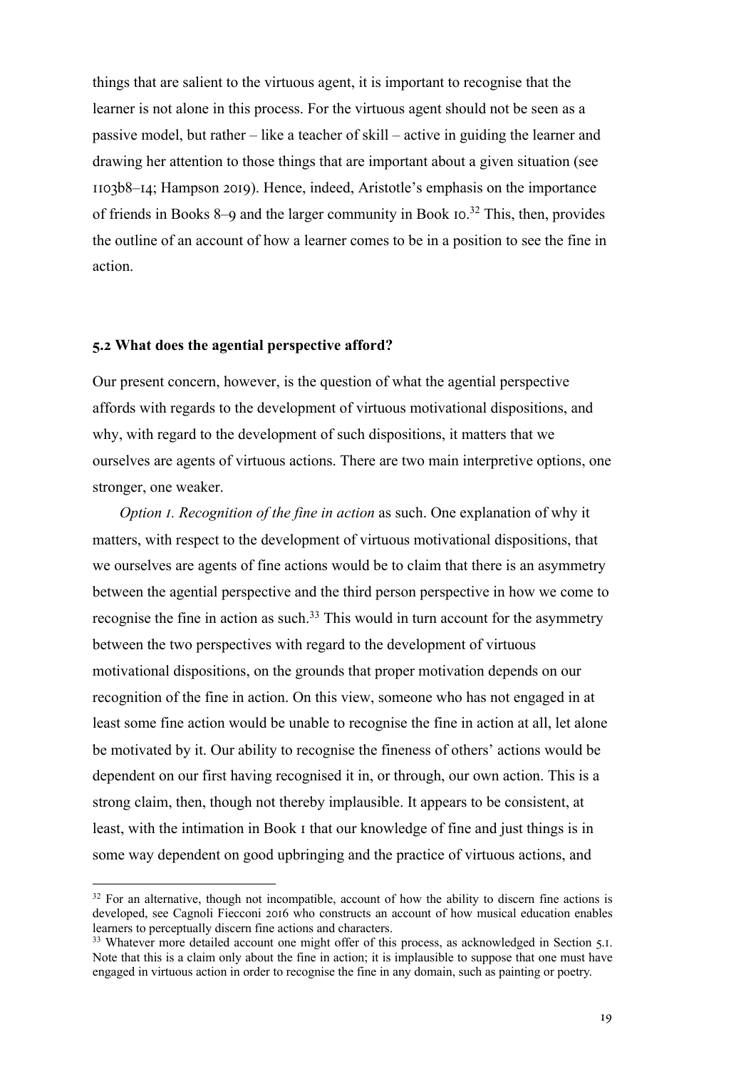things that are salient to the virtuous agent, it is important to recognise that the learner is not alone in this process. For the virtuous agent should not be seen as a passive model, but rather – like a teacher of skill – active in guiding the learner and drawing her attention to those things that are important about a given situation (see 1103b8–14; Hampson 2019). Hence, indeed, Aristotle's emphasis on the importance of friends in Books 8–9 and the larger community in Book 10.[32] This, then, provides the outline of an account of how a learner comes to be in a position to see the fine in action.

### 5.2 What does the agential perspective afford?

Our present concern, however, is the question of what the agential perspective affords with regards to the development of virtuous motivational dispositions, and why, with regard to the development of such dispositions, it matters that we ourselves are agents of virtuous actions. There are two main interpretive options, one stronger, one weaker.

*Option 1. Recognition of the fine in action* as such. One explanation of why it matters, with respect to the development of virtuous motivational dispositions, that we ourselves are agents of fine actions would be to claim that there is an asymmetry between the agential perspective and the third person perspective in how we come to recognise the fine in action as such.[33] This would in turn account for the asymmetry between the two perspectives with regard to the development of virtuous motivational dispositions, on the grounds that proper motivation depends on our recognition of the fine in action. On this view, someone who has not engaged in at least some fine action would be unable to recognise the fine in action at all, let alone be motivated by it. Our ability to recognise the fineness of others' actions would be dependent on our first having recognised it in, or through, our own action. This is a strong claim, then, though not thereby implausible. It appears to be consistent, at least, with the intimation in Book 1 that our knowledge of fine and just things is in some way dependent on good upbringing and the practice of virtuous actions, and

---

[32] For an alternative, though not incompatible, account of how the ability to discern fine actions is developed, see Cagnoli Fiecconi 2016 who constructs an account of how musical education enables learners to perceptually discern fine actions and characters.

[33] Whatever more detailed account one might offer of this process, as acknowledged in Section 5.1. Note that this is a claim only about the fine in action; it is implausible to suppose that one must have engaged in virtuous action in order to recognise the fine in any domain, such as painting or poetry.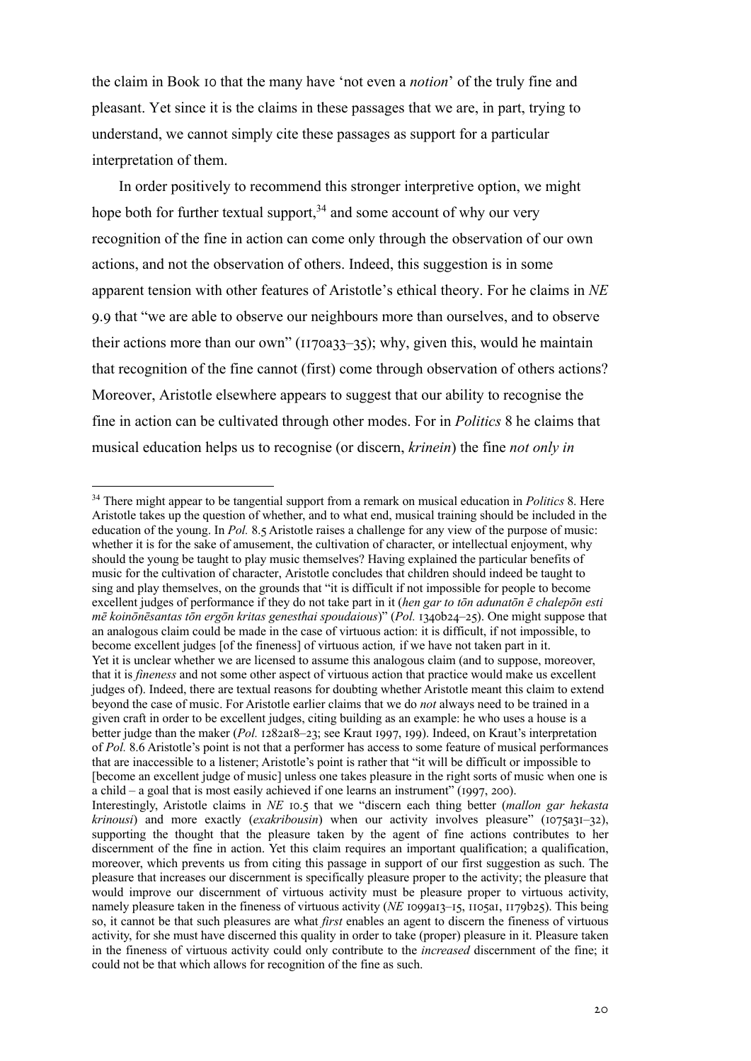the claim in Book 10 that the many have 'not even a *notion*' of the truly fine and pleasant. Yet since it is the claims in these passages that we are, in part, trying to understand, we cannot simply cite these passages as support for a particular interpretation of them.

In order positively to recommend this stronger interpretive option, we might hope both for further textual support,[34] and some account of why our very recognition of the fine in action can come only through the observation of our own actions, and not the observation of others. Indeed, this suggestion is in some apparent tension with other features of Aristotle's ethical theory. For he claims in *NE* 9.9 that "we are able to observe our neighbours more than ourselves, and to observe their actions more than our own" (1170a33–35); why, given this, would he maintain that recognition of the fine cannot (first) come through observation of others actions? Moreover, Aristotle elsewhere appears to suggest that our ability to recognise the fine in action can be cultivated through other modes. For in *Politics* 8 he claims that musical education helps us to recognise (or discern, *krinein*) the fine *not only in*

[34] There might appear to be tangential support from a remark on musical education in *Politics* 8. Here Aristotle takes up the question of whether, and to what end, musical training should be included in the education of the young. In *Pol.* 8.5 Aristotle raises a challenge for any view of the purpose of music: whether it is for the sake of amusement, the cultivation of character, or intellectual enjoyment, why should the young be taught to play music themselves? Having explained the particular benefits of music for the cultivation of character, Aristotle concludes that children should indeed be taught to sing and play themselves, on the grounds that "it is difficult if not impossible for people to become excellent judges of performance if they do not take part in it (*hen gar to tōn adunatōn ē chalepōn esti mē koinōnēsantas tōn ergōn kritas genesthai spoudaious*)" (*Pol.* 1340b24–25). One might suppose that an analogous claim could be made in the case of virtuous action: it is difficult, if not impossible, to become excellent judges [of the fineness] of virtuous action*,* if we have not taken part in it.
Yet it is unclear whether we are licensed to assume this analogous claim (and to suppose, moreover, that it is *fineness* and not some other aspect of virtuous action that practice would make us excellent judges of). Indeed, there are textual reasons for doubting whether Aristotle meant this claim to extend beyond the case of music. For Aristotle earlier claims that we do *not* always need to be trained in a given craft in order to be excellent judges, citing building as an example: he who uses a house is a better judge than the maker (*Pol.* 1282a18–23; see Kraut 1997, 199). Indeed, on Kraut's interpretation of *Pol.* 8.6 Aristotle's point is not that a performer has access to some feature of musical performances that are inaccessible to a listener; Aristotle's point is rather that "it will be difficult or impossible to [become an excellent judge of music] unless one takes pleasure in the right sorts of music when one is a child – a goal that is most easily achieved if one learns an instrument" (1997, 200).
Interestingly, Aristotle claims in *NE* 10.5 that we "discern each thing better (*mallon gar hekasta krinousi*) and more exactly (*exakribousin*) when our activity involves pleasure" (1075a31–32), supporting the thought that the pleasure taken by the agent of fine actions contributes to her discernment of the fine in action. Yet this claim requires an important qualification; a qualification, moreover, which prevents us from citing this passage in support of our first suggestion as such. The pleasure that increases our discernment is specifically pleasure proper to the activity; the pleasure that would improve our discernment of virtuous activity must be pleasure proper to virtuous activity, namely pleasure taken in the fineness of virtuous activity (*NE* 1099a13–15, 1105a1, 1179b25). This being so, it cannot be that such pleasures are what *first* enables an agent to discern the fineness of virtuous activity, for she must have discerned this quality in order to take (proper) pleasure in it. Pleasure taken in the fineness of virtuous activity could only contribute to the *increased* discernment of the fine; it could not be that which allows for recognition of the fine as such.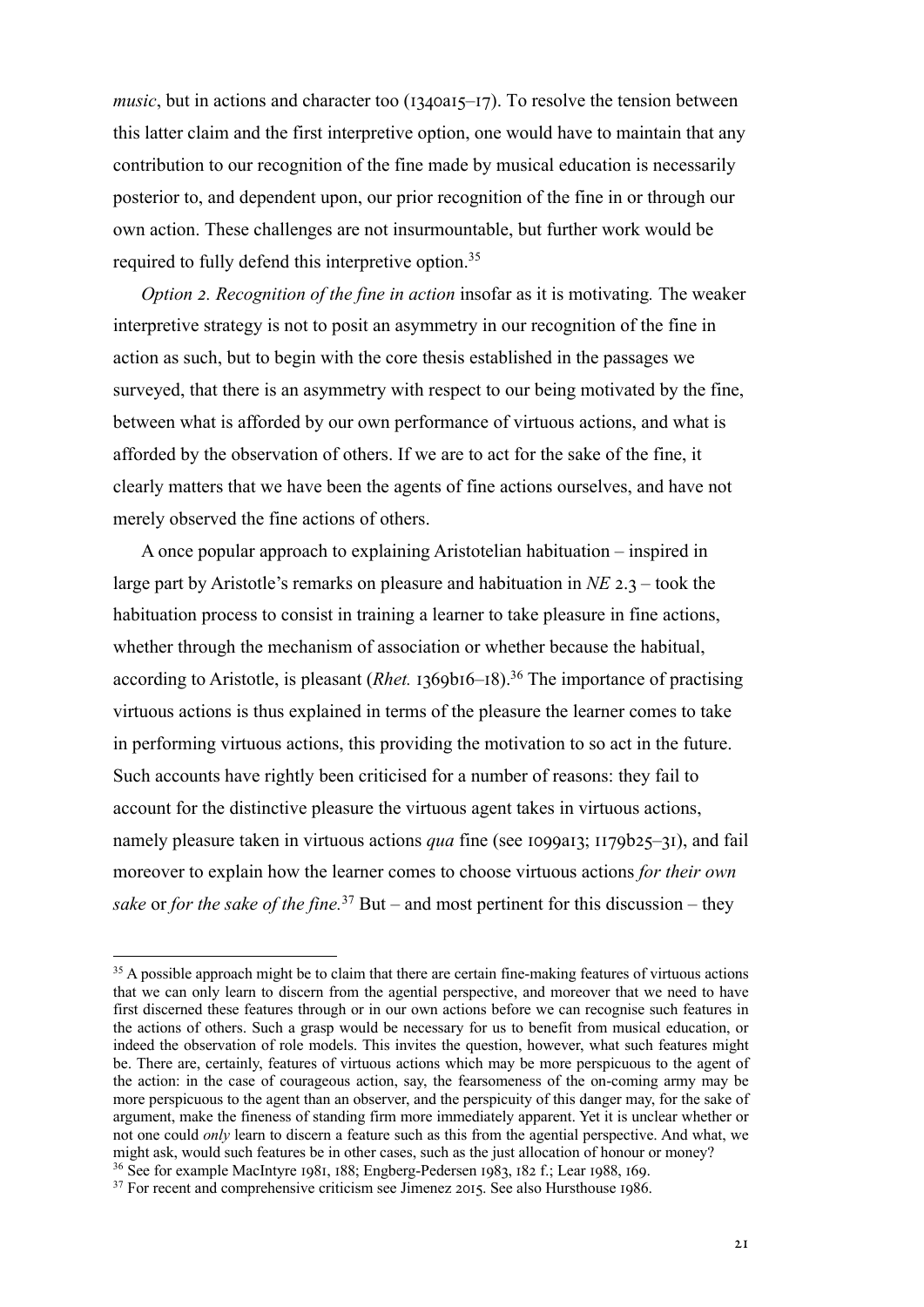*music*, but in actions and character too (1340a15–17). To resolve the tension between this latter claim and the first interpretive option, one would have to maintain that any contribution to our recognition of the fine made by musical education is necessarily posterior to, and dependent upon, our prior recognition of the fine in or through our own action. These challenges are not insurmountable, but further work would be required to fully defend this interpretive option.[35]

*Option 2. Recognition of the fine in action* insofar as it is motivating*.* The weaker interpretive strategy is not to posit an asymmetry in our recognition of the fine in action as such, but to begin with the core thesis established in the passages we surveyed, that there is an asymmetry with respect to our being motivated by the fine, between what is afforded by our own performance of virtuous actions, and what is afforded by the observation of others. If we are to act for the sake of the fine, it clearly matters that we have been the agents of fine actions ourselves, and have not merely observed the fine actions of others.

A once popular approach to explaining Aristotelian habituation – inspired in large part by Aristotle's remarks on pleasure and habituation in *NE* 2.3 – took the habituation process to consist in training a learner to take pleasure in fine actions, whether through the mechanism of association or whether because the habitual, according to Aristotle, is pleasant (*Rhet.* 1369b16–18).[36] The importance of practising virtuous actions is thus explained in terms of the pleasure the learner comes to take in performing virtuous actions, this providing the motivation to so act in the future. Such accounts have rightly been criticised for a number of reasons: they fail to account for the distinctive pleasure the virtuous agent takes in virtuous actions, namely pleasure taken in virtuous actions *qua* fine (see 1099a13; 1179b25–31), and fail moreover to explain how the learner comes to choose virtuous actions *for their own sake* or *for the sake of the fine.*[37] But – and most pertinent for this discussion – they

[35] A possible approach might be to claim that there are certain fine-making features of virtuous actions that we can only learn to discern from the agential perspective, and moreover that we need to have first discerned these features through or in our own actions before we can recognise such features in the actions of others. Such a grasp would be necessary for us to benefit from musical education, or indeed the observation of role models. This invites the question, however, what such features might be. There are, certainly, features of virtuous actions which may be more perspicuous to the agent of the action: in the case of courageous action, say, the fearsomeness of the on-coming army may be more perspicuous to the agent than an observer, and the perspicuity of this danger may, for the sake of argument, make the fineness of standing firm more immediately apparent. Yet it is unclear whether or not one could *only* learn to discern a feature such as this from the agential perspective. And what, we might ask, would such features be in other cases, such as the just allocation of honour or money?

[36] See for example MacIntyre 1981, 188; Engberg-Pedersen 1983, 182 f.; Lear 1988, 169.

[37] For recent and comprehensive criticism see Jimenez 2015. See also Hursthouse 1986.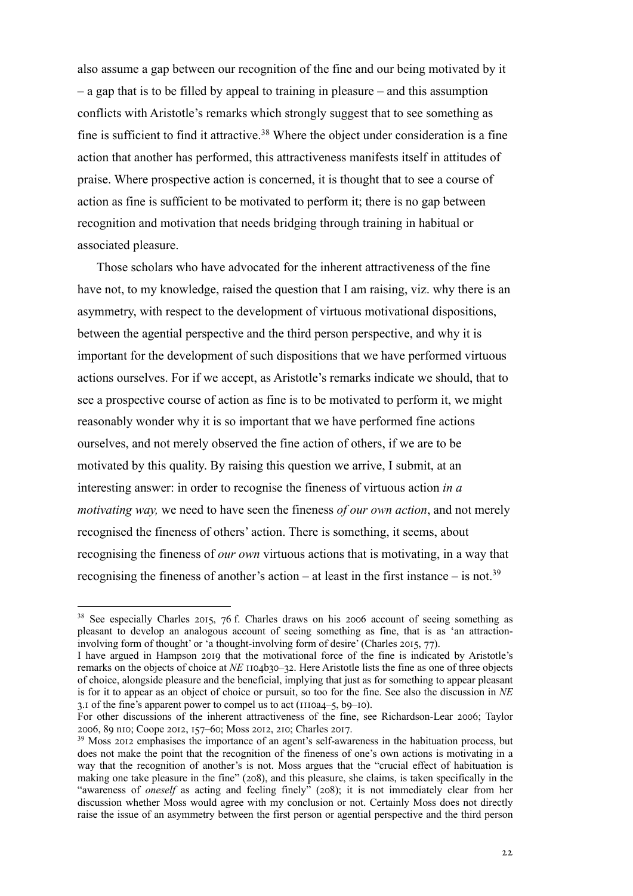also assume a gap between our recognition of the fine and our being motivated by it – a gap that is to be filled by appeal to training in pleasure – and this assumption conflicts with Aristotle's remarks which strongly suggest that to see something as fine is sufficient to find it attractive.[38] Where the object under consideration is a fine action that another has performed, this attractiveness manifests itself in attitudes of praise. Where prospective action is concerned, it is thought that to see a course of action as fine is sufficient to be motivated to perform it; there is no gap between recognition and motivation that needs bridging through training in habitual or associated pleasure.

Those scholars who have advocated for the inherent attractiveness of the fine have not, to my knowledge, raised the question that I am raising, viz. why there is an asymmetry, with respect to the development of virtuous motivational dispositions, between the agential perspective and the third person perspective, and why it is important for the development of such dispositions that we have performed virtuous actions ourselves. For if we accept, as Aristotle's remarks indicate we should, that to see a prospective course of action as fine is to be motivated to perform it, we might reasonably wonder why it is so important that we have performed fine actions ourselves, and not merely observed the fine action of others, if we are to be motivated by this quality. By raising this question we arrive, I submit, at an interesting answer: in order to recognise the fineness of virtuous action *in a motivating way,* we need to have seen the fineness *of our own action*, and not merely recognised the fineness of others' action. There is something, it seems, about recognising the fineness of *our own* virtuous actions that is motivating, in a way that recognising the fineness of another's action – at least in the first instance – is not.[39]

---

[38] See especially Charles 2015, 76 f. Charles draws on his 2006 account of seeing something as pleasant to develop an analogous account of seeing something as fine, that is as 'an attraction-involving form of thought' or 'a thought-involving form of desire' (Charles 2015, 77).

I have argued in Hampson 2019 that the motivational force of the fine is indicated by Aristotle's remarks on the objects of choice at *NE* 1104b30–32. Here Aristotle lists the fine as one of three objects of choice, alongside pleasure and the beneficial, implying that just as for something to appear pleasant is for it to appear as an object of choice or pursuit, so too for the fine. See also the discussion in *NE* 3.1 of the fine's apparent power to compel us to act (1110a4–5, b9–10).

For other discussions of the inherent attractiveness of the fine, see Richardson-Lear 2006; Taylor 2006, 89 n10; Coope 2012, 157–60; Moss 2012, 210; Charles 2017.

[39] Moss 2012 emphasises the importance of an agent's self-awareness in the habituation process, but does not make the point that the recognition of the fineness of one's own actions is motivating in a way that the recognition of another's is not. Moss argues that the "crucial effect of habituation is making one take pleasure in the fine" (208), and this pleasure, she claims, is taken specifically in the "awareness of *oneself* as acting and feeling finely" (208); it is not immediately clear from her discussion whether Moss would agree with my conclusion or not. Certainly Moss does not directly raise the issue of an asymmetry between the first person or agential perspective and the third person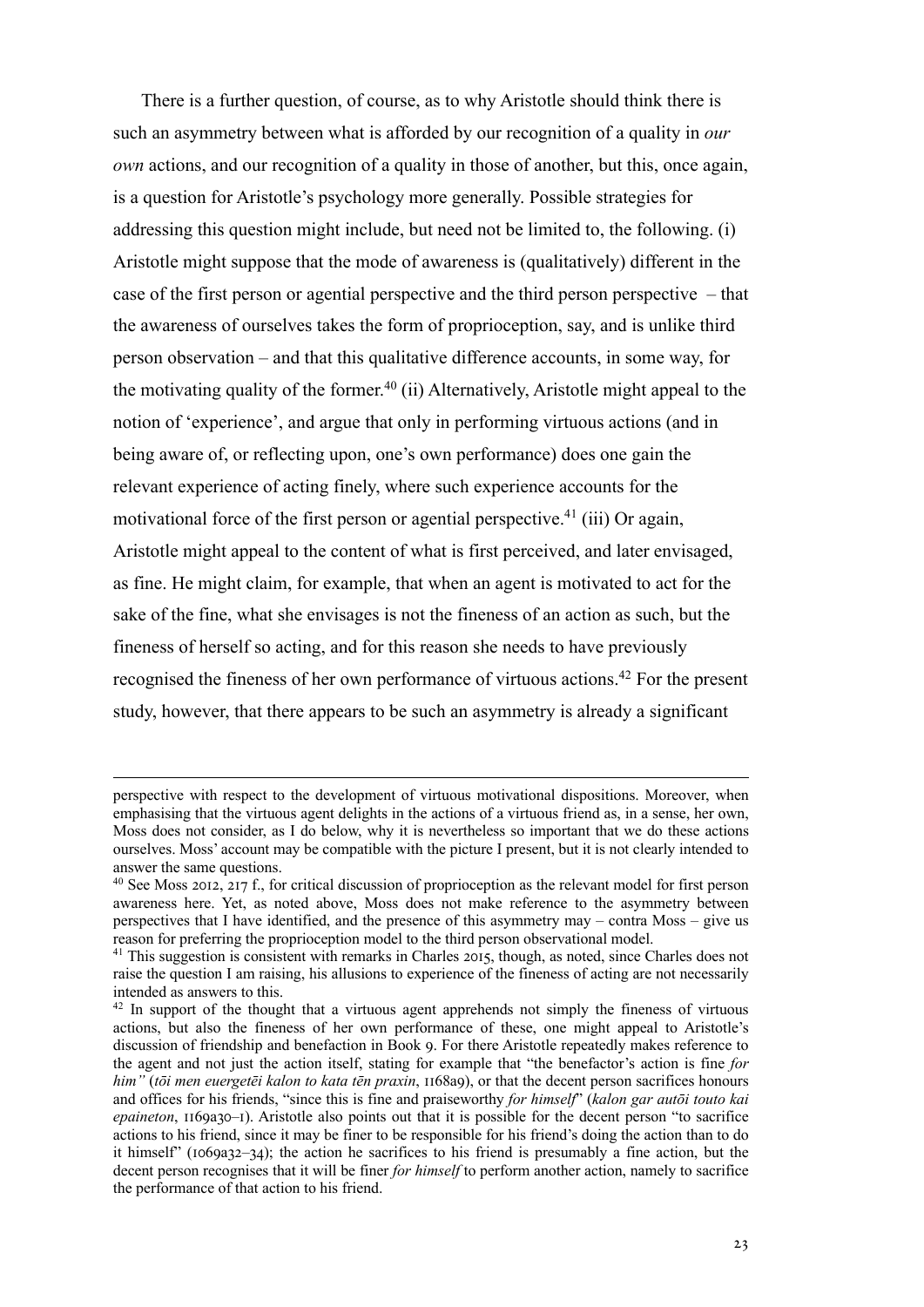There is a further question, of course, as to why Aristotle should think there is such an asymmetry between what is afforded by our recognition of a quality in *our own* actions, and our recognition of a quality in those of another, but this, once again, is a question for Aristotle's psychology more generally. Possible strategies for addressing this question might include, but need not be limited to, the following. (i) Aristotle might suppose that the mode of awareness is (qualitatively) different in the case of the first person or agential perspective and the third person perspective – that the awareness of ourselves takes the form of proprioception, say, and is unlike third person observation – and that this qualitative difference accounts, in some way, for the motivating quality of the former.[40] (ii) Alternatively, Aristotle might appeal to the notion of 'experience', and argue that only in performing virtuous actions (and in being aware of, or reflecting upon, one's own performance) does one gain the relevant experience of acting finely, where such experience accounts for the motivational force of the first person or agential perspective.[41] (iii) Or again, Aristotle might appeal to the content of what is first perceived, and later envisaged, as fine. He might claim, for example, that when an agent is motivated to act for the sake of the fine, what she envisages is not the fineness of an action as such, but the fineness of herself so acting, and for this reason she needs to have previously recognised the fineness of her own performance of virtuous actions.[42] For the present study, however, that there appears to be such an asymmetry is already a significant

---

perspective with respect to the development of virtuous motivational dispositions. Moreover, when emphasising that the virtuous agent delights in the actions of a virtuous friend as, in a sense, her own, Moss does not consider, as I do below, why it is nevertheless so important that we do these actions ourselves. Moss' account may be compatible with the picture I present, but it is not clearly intended to answer the same questions.

[40] See Moss 2012, 217 f., for critical discussion of proprioception as the relevant model for first person awareness here. Yet, as noted above, Moss does not make reference to the asymmetry between perspectives that I have identified, and the presence of this asymmetry may – contra Moss – give us reason for preferring the proprioception model to the third person observational model.

[41] This suggestion is consistent with remarks in Charles 2015, though, as noted, since Charles does not raise the question I am raising, his allusions to experience of the fineness of acting are not necessarily intended as answers to this.

[42] In support of the thought that a virtuous agent apprehends not simply the fineness of virtuous actions, but also the fineness of her own performance of these, one might appeal to Aristotle's discussion of friendship and benefaction in Book 9. For there Aristotle repeatedly makes reference to the agent and not just the action itself, stating for example that "the benefactor's action is fine *for him"* (*tōi men euergetēi kalon to kata tēn praxin*, 1168a9), or that the decent person sacrifices honours and offices for his friends, "since this is fine and praiseworthy *for himself*" (*kalon gar autōi touto kai epaineton*, 1169a30–1). Aristotle also points out that it is possible for the decent person "to sacrifice actions to his friend, since it may be finer to be responsible for his friend's doing the action than to do it himself" (1069a32–34); the action he sacrifices to his friend is presumably a fine action, but the decent person recognises that it will be finer *for himself* to perform another action, namely to sacrifice the performance of that action to his friend.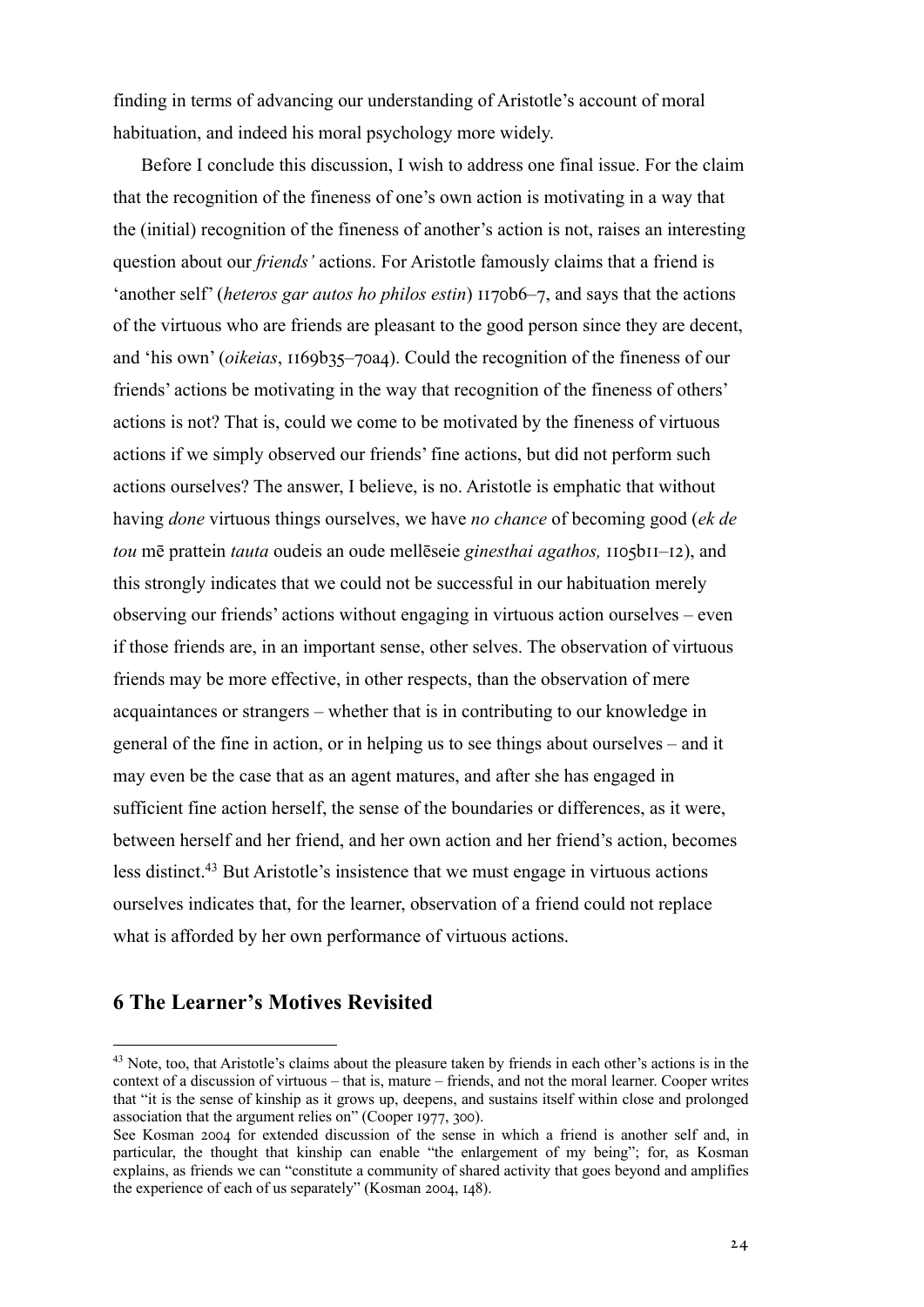finding in terms of advancing our understanding of Aristotle's account of moral habituation, and indeed his moral psychology more widely.

Before I conclude this discussion, I wish to address one final issue. For the claim that the recognition of the fineness of one's own action is motivating in a way that the (initial) recognition of the fineness of another's action is not, raises an interesting question about our *friends'* actions. For Aristotle famously claims that a friend is 'another self' (*heteros gar autos ho philos estin*) 1170b6–7, and says that the actions of the virtuous who are friends are pleasant to the good person since they are decent, and 'his own' (*oikeias*, 1169b35–70a4). Could the recognition of the fineness of our friends' actions be motivating in the way that recognition of the fineness of others' actions is not? That is, could we come to be motivated by the fineness of virtuous actions if we simply observed our friends' fine actions, but did not perform such actions ourselves? The answer, I believe, is no. Aristotle is emphatic that without having *done* virtuous things ourselves, we have *no chance* of becoming good (*ek de tou* mē prattein *tauta* oudeis an oude mellēseie *ginesthai agathos,* 1105b11–12), and this strongly indicates that we could not be successful in our habituation merely observing our friends' actions without engaging in virtuous action ourselves – even if those friends are, in an important sense, other selves. The observation of virtuous friends may be more effective, in other respects, than the observation of mere acquaintances or strangers – whether that is in contributing to our knowledge in general of the fine in action, or in helping us to see things about ourselves – and it may even be the case that as an agent matures, and after she has engaged in sufficient fine action herself, the sense of the boundaries or differences, as it were, between herself and her friend, and her own action and her friend's action, becomes less distinct.[43] But Aristotle's insistence that we must engage in virtuous actions ourselves indicates that, for the learner, observation of a friend could not replace what is afforded by her own performance of virtuous actions.

## 6 The Learner's Motives Revisited

[43] Note, too, that Aristotle's claims about the pleasure taken by friends in each other's actions is in the context of a discussion of virtuous – that is, mature – friends, and not the moral learner. Cooper writes that "it is the sense of kinship as it grows up, deepens, and sustains itself within close and prolonged association that the argument relies on" (Cooper 1977, 300).
See Kosman 2004 for extended discussion of the sense in which a friend is another self and, in particular, the thought that kinship can enable "the enlargement of my being"; for, as Kosman explains, as friends we can "constitute a community of shared activity that goes beyond and amplifies the experience of each of us separately" (Kosman 2004, 148).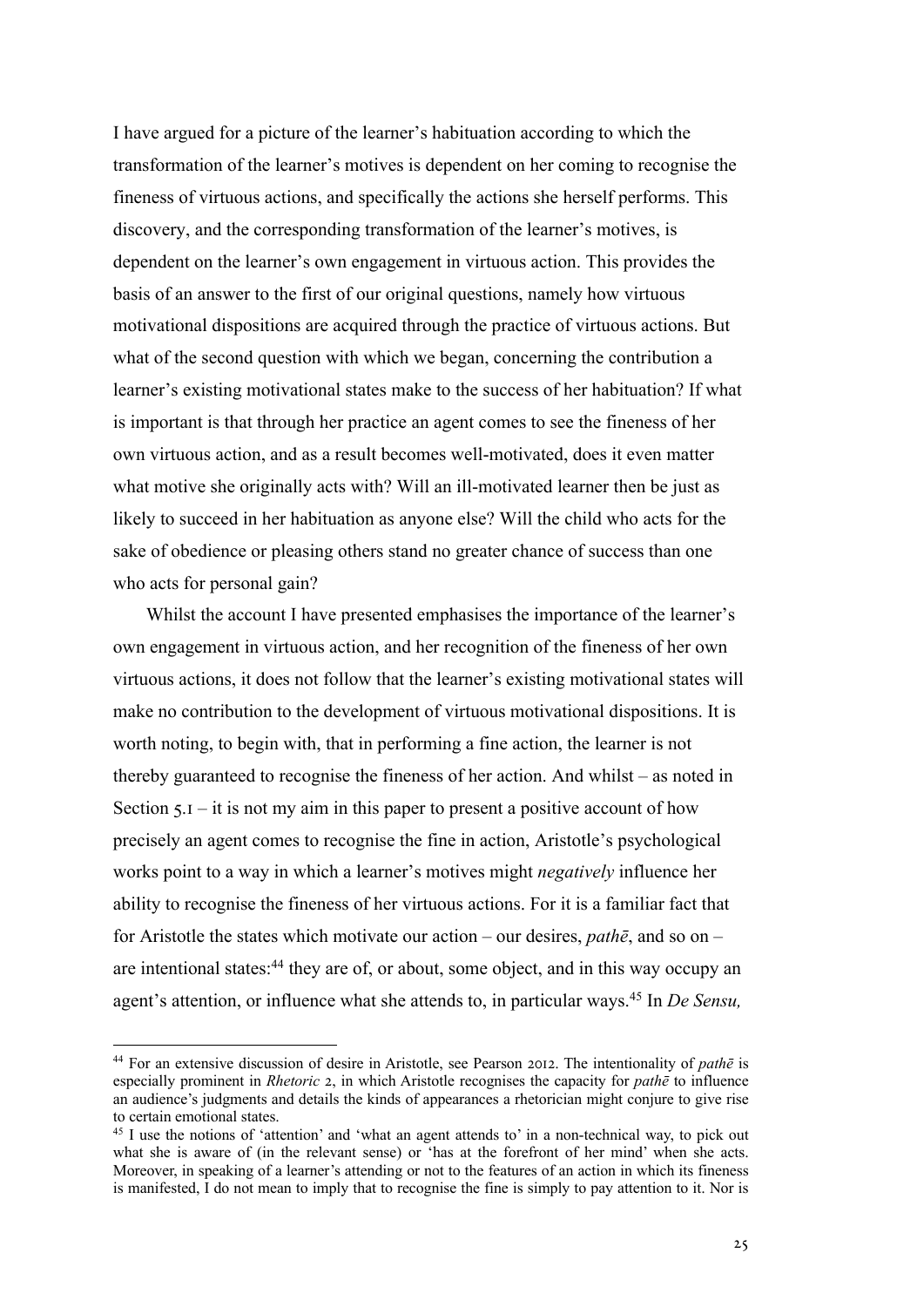I have argued for a picture of the learner's habituation according to which the transformation of the learner's motives is dependent on her coming to recognise the fineness of virtuous actions, and specifically the actions she herself performs. This discovery, and the corresponding transformation of the learner's motives, is dependent on the learner's own engagement in virtuous action. This provides the basis of an answer to the first of our original questions, namely how virtuous motivational dispositions are acquired through the practice of virtuous actions. But what of the second question with which we began, concerning the contribution a learner's existing motivational states make to the success of her habituation? If what is important is that through her practice an agent comes to see the fineness of her own virtuous action, and as a result becomes well-motivated, does it even matter what motive she originally acts with? Will an ill-motivated learner then be just as likely to succeed in her habituation as anyone else? Will the child who acts for the sake of obedience or pleasing others stand no greater chance of success than one who acts for personal gain?

Whilst the account I have presented emphasises the importance of the learner's own engagement in virtuous action, and her recognition of the fineness of her own virtuous actions, it does not follow that the learner's existing motivational states will make no contribution to the development of virtuous motivational dispositions. It is worth noting, to begin with, that in performing a fine action, the learner is not thereby guaranteed to recognise the fineness of her action. And whilst – as noted in Section 5.1 – it is not my aim in this paper to present a positive account of how precisely an agent comes to recognise the fine in action, Aristotle's psychological works point to a way in which a learner's motives might *negatively* influence her ability to recognise the fineness of her virtuous actions. For it is a familiar fact that for Aristotle the states which motivate our action – our desires, *pathē*, and so on – are intentional states:[44] they are of, or about, some object, and in this way occupy an agent's attention, or influence what she attends to, in particular ways.[45] In *De Sensu,*

---

[44] For an extensive discussion of desire in Aristotle, see Pearson 2012. The intentionality of *pathē* is especially prominent in *Rhetoric* 2, in which Aristotle recognises the capacity for *pathē* to influence an audience's judgments and details the kinds of appearances a rhetorician might conjure to give rise to certain emotional states.

[45] I use the notions of 'attention' and 'what an agent attends to' in a non-technical way, to pick out what she is aware of (in the relevant sense) or 'has at the forefront of her mind' when she acts. Moreover, in speaking of a learner's attending or not to the features of an action in which its fineness is manifested, I do not mean to imply that to recognise the fine is simply to pay attention to it. Nor is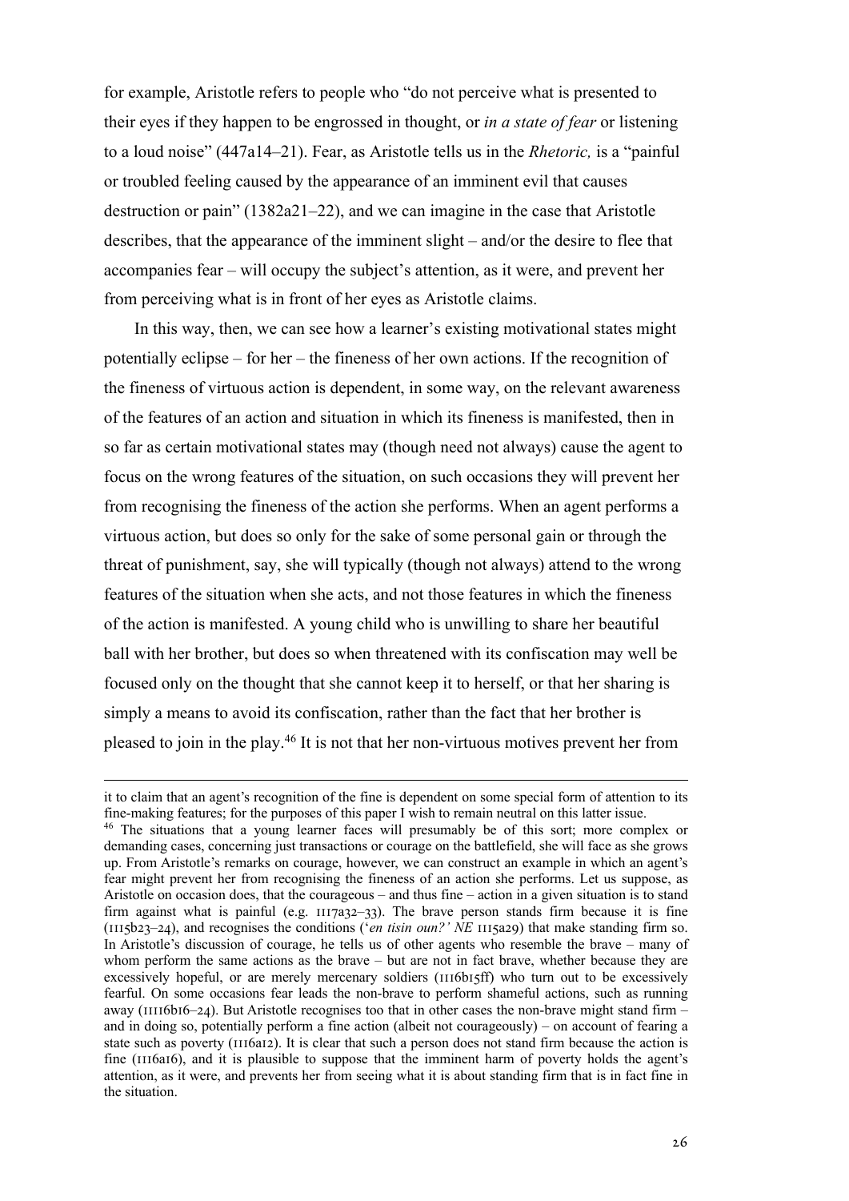for example, Aristotle refers to people who "do not perceive what is presented to their eyes if they happen to be engrossed in thought, or *in a state of fear* or listening to a loud noise" (447a14–21). Fear, as Aristotle tells us in the *Rhetoric,* is a "painful or troubled feeling caused by the appearance of an imminent evil that causes destruction or pain" (1382a21–22), and we can imagine in the case that Aristotle describes, that the appearance of the imminent slight – and/or the desire to flee that accompanies fear – will occupy the subject's attention, as it were, and prevent her from perceiving what is in front of her eyes as Aristotle claims.

In this way, then, we can see how a learner's existing motivational states might potentially eclipse – for her – the fineness of her own actions. If the recognition of the fineness of virtuous action is dependent, in some way, on the relevant awareness of the features of an action and situation in which its fineness is manifested, then in so far as certain motivational states may (though need not always) cause the agent to focus on the wrong features of the situation, on such occasions they will prevent her from recognising the fineness of the action she performs. When an agent performs a virtuous action, but does so only for the sake of some personal gain or through the threat of punishment, say, she will typically (though not always) attend to the wrong features of the situation when she acts, and not those features in which the fineness of the action is manifested. A young child who is unwilling to share her beautiful ball with her brother, but does so when threatened with its confiscation may well be focused only on the thought that she cannot keep it to herself, or that her sharing is simply a means to avoid its confiscation, rather than the fact that her brother is pleased to join in the play.[46] It is not that her non-virtuous motives prevent her from

---

it to claim that an agent's recognition of the fine is dependent on some special form of attention to its fine-making features; for the purposes of this paper I wish to remain neutral on this latter issue.

[46] The situations that a young learner faces will presumably be of this sort; more complex or demanding cases, concerning just transactions or courage on the battlefield, she will face as she grows up. From Aristotle's remarks on courage, however, we can construct an example in which an agent's fear might prevent her from recognising the fineness of an action she performs. Let us suppose, as Aristotle on occasion does, that the courageous – and thus fine – action in a given situation is to stand firm against what is painful (e.g. 1117a32–33). The brave person stands firm because it is fine (1115b23–24), and recognises the conditions ('*en tisin oun?' NE* 1115a29) that make standing firm so. In Aristotle's discussion of courage, he tells us of other agents who resemble the brave – many of whom perform the same actions as the brave – but are not in fact brave, whether because they are excessively hopeful, or are merely mercenary soldiers (1116b15ff) who turn out to be excessively fearful. On some occasions fear leads the non-brave to perform shameful actions, such as running away (11116b16–24). But Aristotle recognises too that in other cases the non-brave might stand firm – and in doing so, potentially perform a fine action (albeit not courageously) – on account of fearing a state such as poverty (1116a12). It is clear that such a person does not stand firm because the action is fine (1116a16), and it is plausible to suppose that the imminent harm of poverty holds the agent's attention, as it were, and prevents her from seeing what it is about standing firm that is in fact fine in the situation.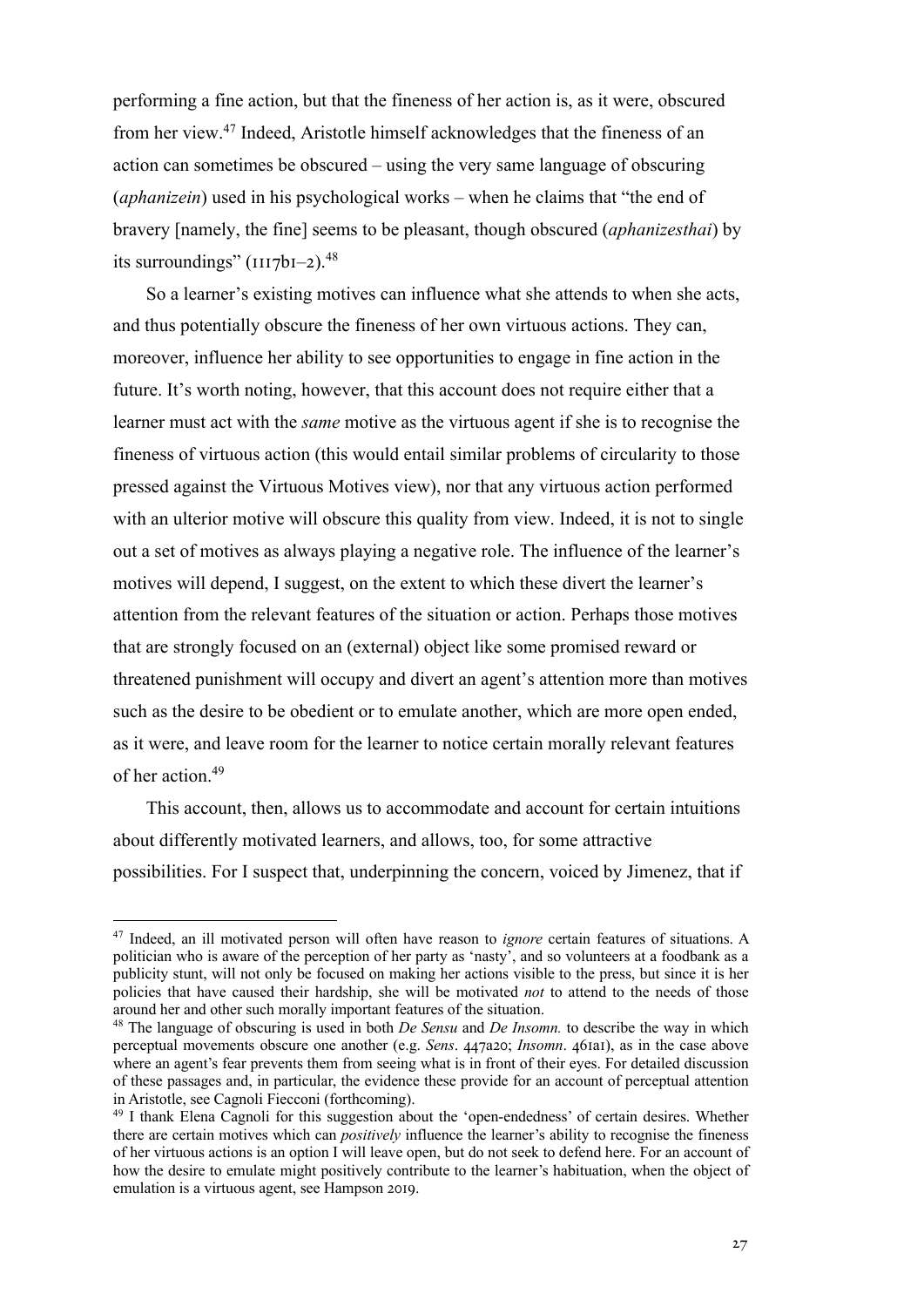performing a fine action, but that the fineness of her action is, as it were, obscured from her view.[47] Indeed, Aristotle himself acknowledges that the fineness of an action can sometimes be obscured – using the very same language of obscuring (*aphanizein*) used in his psychological works – when he claims that "the end of bravery [namely, the fine] seems to be pleasant, though obscured (*aphanizesthai*) by its surroundings" (1117b1–2).[48]

So a learner's existing motives can influence what she attends to when she acts, and thus potentially obscure the fineness of her own virtuous actions. They can, moreover, influence her ability to see opportunities to engage in fine action in the future. It's worth noting, however, that this account does not require either that a learner must act with the *same* motive as the virtuous agent if she is to recognise the fineness of virtuous action (this would entail similar problems of circularity to those pressed against the Virtuous Motives view), nor that any virtuous action performed with an ulterior motive will obscure this quality from view. Indeed, it is not to single out a set of motives as always playing a negative role. The influence of the learner's motives will depend, I suggest, on the extent to which these divert the learner's attention from the relevant features of the situation or action. Perhaps those motives that are strongly focused on an (external) object like some promised reward or threatened punishment will occupy and divert an agent's attention more than motives such as the desire to be obedient or to emulate another, which are more open ended, as it were, and leave room for the learner to notice certain morally relevant features of her action.[49]

This account, then, allows us to accommodate and account for certain intuitions about differently motivated learners, and allows, too, for some attractive possibilities. For I suspect that, underpinning the concern, voiced by Jimenez, that if

---

[47] Indeed, an ill motivated person will often have reason to *ignore* certain features of situations. A politician who is aware of the perception of her party as 'nasty', and so volunteers at a foodbank as a publicity stunt, will not only be focused on making her actions visible to the press, but since it is her policies that have caused their hardship, she will be motivated *not* to attend to the needs of those around her and other such morally important features of the situation.

[48] The language of obscuring is used in both *De Sensu* and *De Insomn.* to describe the way in which perceptual movements obscure one another (e.g. *Sens*. 447a20; *Insomn*. 461a1), as in the case above where an agent's fear prevents them from seeing what is in front of their eyes. For detailed discussion of these passages and, in particular, the evidence these provide for an account of perceptual attention in Aristotle, see Cagnoli Fiecconi (forthcoming).

[49] I thank Elena Cagnoli for this suggestion about the 'open-endedness' of certain desires. Whether there are certain motives which can *positively* influence the learner's ability to recognise the fineness of her virtuous actions is an option I will leave open, but do not seek to defend here. For an account of how the desire to emulate might positively contribute to the learner's habituation, when the object of emulation is a virtuous agent, see Hampson 2019.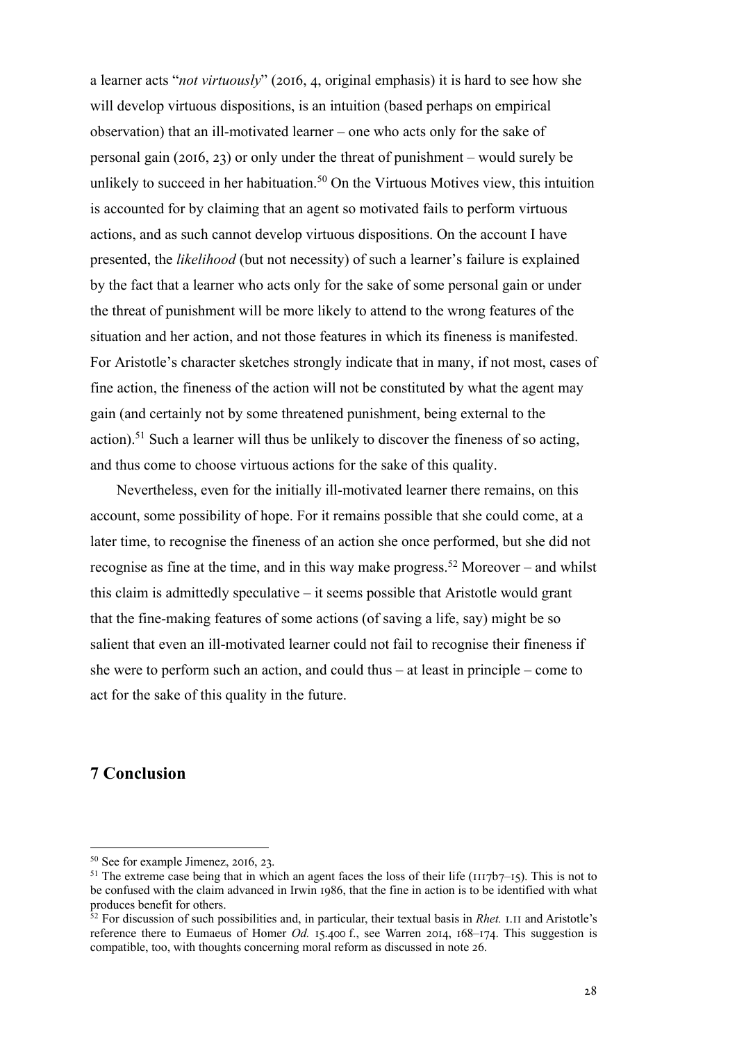a learner acts "*not virtuously*" (2016, 4, original emphasis) it is hard to see how she will develop virtuous dispositions, is an intuition (based perhaps on empirical observation) that an ill-motivated learner – one who acts only for the sake of personal gain (2016, 23) or only under the threat of punishment – would surely be unlikely to succeed in her habituation.[50] On the Virtuous Motives view, this intuition is accounted for by claiming that an agent so motivated fails to perform virtuous actions, and as such cannot develop virtuous dispositions. On the account I have presented, the *likelihood* (but not necessity) of such a learner's failure is explained by the fact that a learner who acts only for the sake of some personal gain or under the threat of punishment will be more likely to attend to the wrong features of the situation and her action, and not those features in which its fineness is manifested. For Aristotle's character sketches strongly indicate that in many, if not most, cases of fine action, the fineness of the action will not be constituted by what the agent may gain (and certainly not by some threatened punishment, being external to the action).[51] Such a learner will thus be unlikely to discover the fineness of so acting, and thus come to choose virtuous actions for the sake of this quality.

Nevertheless, even for the initially ill-motivated learner there remains, on this account, some possibility of hope. For it remains possible that she could come, at a later time, to recognise the fineness of an action she once performed, but she did not recognise as fine at the time, and in this way make progress.[52] Moreover – and whilst this claim is admittedly speculative – it seems possible that Aristotle would grant that the fine-making features of some actions (of saving a life, say) might be so salient that even an ill-motivated learner could not fail to recognise their fineness if she were to perform such an action, and could thus – at least in principle – come to act for the sake of this quality in the future.

## 7 Conclusion

[50] See for example Jimenez, 2016, 23.

[51] The extreme case being that in which an agent faces the loss of their life (1117b7–15). This is not to be confused with the claim advanced in Irwin 1986, that the fine in action is to be identified with what produces benefit for others.

[52] For discussion of such possibilities and, in particular, their textual basis in *Rhet.* 1.11 and Aristotle's reference there to Eumaeus of Homer *Od.* 15.400 f., see Warren 2014, 168–174. This suggestion is compatible, too, with thoughts concerning moral reform as discussed in note 26.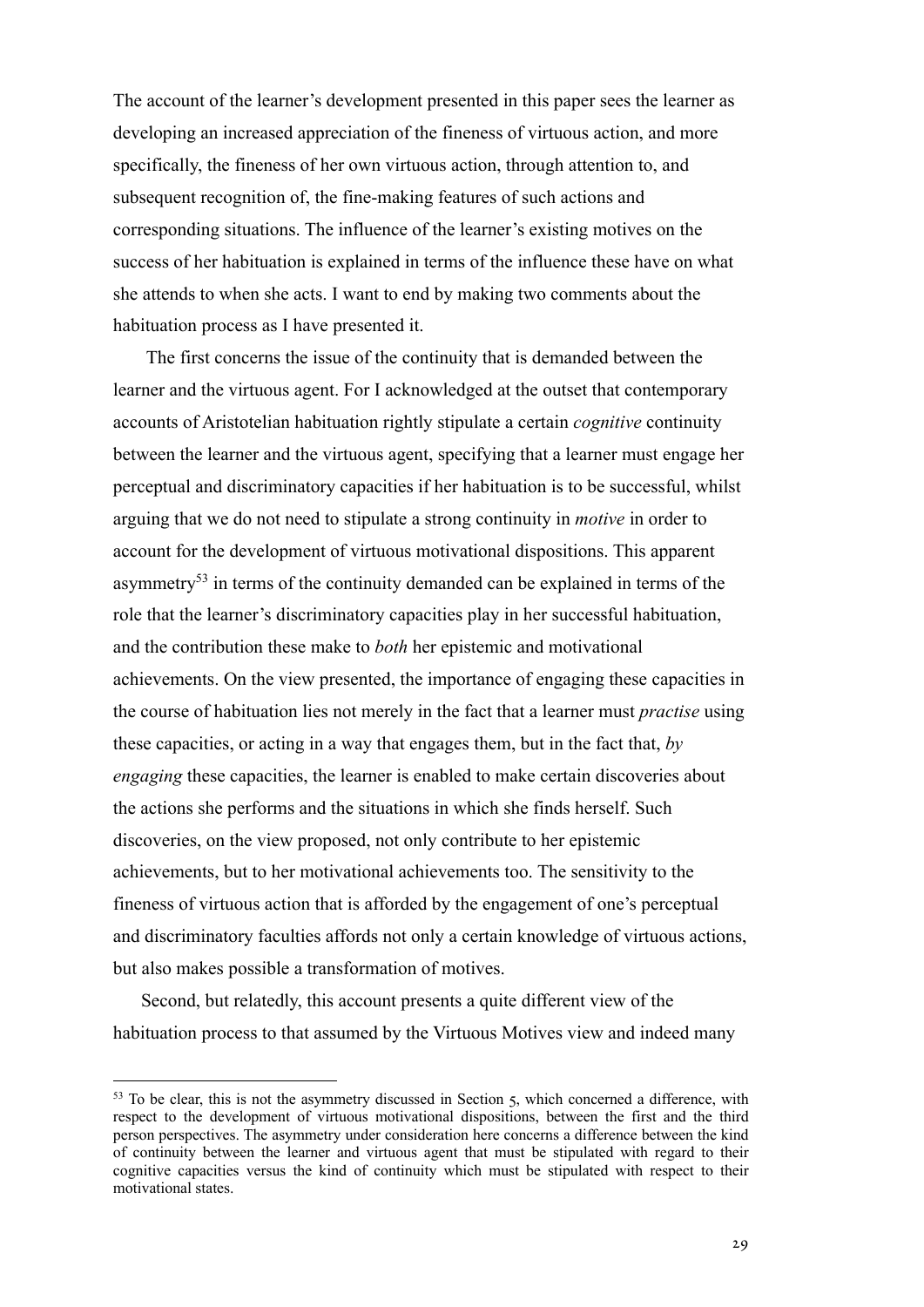The account of the learner's development presented in this paper sees the learner as developing an increased appreciation of the fineness of virtuous action, and more specifically, the fineness of her own virtuous action, through attention to, and subsequent recognition of, the fine-making features of such actions and corresponding situations. The influence of the learner's existing motives on the success of her habituation is explained in terms of the influence these have on what she attends to when she acts. I want to end by making two comments about the habituation process as I have presented it.

The first concerns the issue of the continuity that is demanded between the learner and the virtuous agent. For I acknowledged at the outset that contemporary accounts of Aristotelian habituation rightly stipulate a certain *cognitive* continuity between the learner and the virtuous agent, specifying that a learner must engage her perceptual and discriminatory capacities if her habituation is to be successful, whilst arguing that we do not need to stipulate a strong continuity in *motive* in order to account for the development of virtuous motivational dispositions. This apparent asymmetry[53] in terms of the continuity demanded can be explained in terms of the role that the learner's discriminatory capacities play in her successful habituation, and the contribution these make to *both* her epistemic and motivational achievements. On the view presented, the importance of engaging these capacities in the course of habituation lies not merely in the fact that a learner must *practise* using these capacities, or acting in a way that engages them, but in the fact that, *by engaging* these capacities, the learner is enabled to make certain discoveries about the actions she performs and the situations in which she finds herself. Such discoveries, on the view proposed, not only contribute to her epistemic achievements, but to her motivational achievements too. The sensitivity to the fineness of virtuous action that is afforded by the engagement of one's perceptual and discriminatory faculties affords not only a certain knowledge of virtuous actions, but also makes possible a transformation of motives.

Second, but relatedly, this account presents a quite different view of the habituation process to that assumed by the Virtuous Motives view and indeed many

---

[53] To be clear, this is not the asymmetry discussed in Section 5, which concerned a difference, with respect to the development of virtuous motivational dispositions, between the first and the third person perspectives. The asymmetry under consideration here concerns a difference between the kind of continuity between the learner and virtuous agent that must be stipulated with regard to their cognitive capacities versus the kind of continuity which must be stipulated with respect to their motivational states.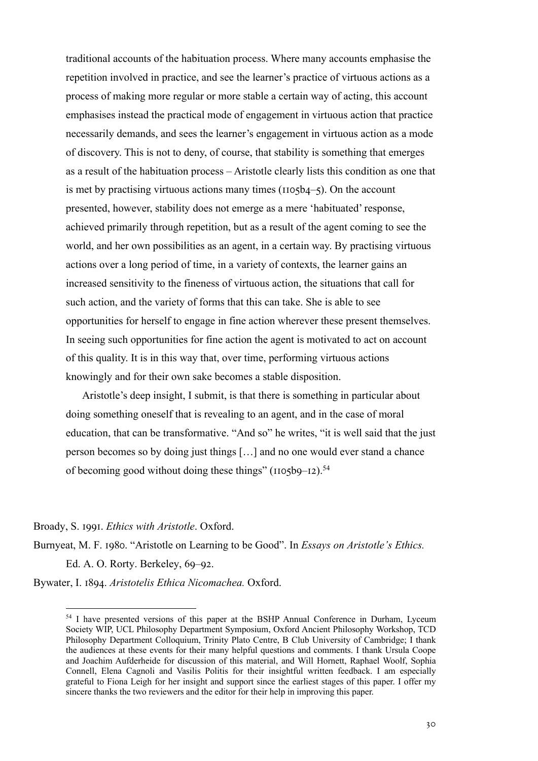traditional accounts of the habituation process. Where many accounts emphasise the repetition involved in practice, and see the learner's practice of virtuous actions as a process of making more regular or more stable a certain way of acting, this account emphasises instead the practical mode of engagement in virtuous action that practice necessarily demands, and sees the learner's engagement in virtuous action as a mode of discovery. This is not to deny, of course, that stability is something that emerges as a result of the habituation process – Aristotle clearly lists this condition as one that is met by practising virtuous actions many times (1105b4–5). On the account presented, however, stability does not emerge as a mere 'habituated' response, achieved primarily through repetition, but as a result of the agent coming to see the world, and her own possibilities as an agent, in a certain way. By practising virtuous actions over a long period of time, in a variety of contexts, the learner gains an increased sensitivity to the fineness of virtuous action, the situations that call for such action, and the variety of forms that this can take. She is able to see opportunities for herself to engage in fine action wherever these present themselves. In seeing such opportunities for fine action the agent is motivated to act on account of this quality. It is in this way that, over time, performing virtuous actions knowingly and for their own sake becomes a stable disposition.

Aristotle's deep insight, I submit, is that there is something in particular about doing something oneself that is revealing to an agent, and in the case of moral education, that can be transformative. "And so" he writes, "it is well said that the just person becomes so by doing just things […] and no one would ever stand a chance of becoming good without doing these things" (1105b9–12).[54]

Broady, S. 1991. *Ethics with Aristotle*. Oxford.

Burnyeat, M. F. 1980. "Aristotle on Learning to be Good". In *Essays on Aristotle's Ethics.* Ed. A. O. Rorty. Berkeley, 69–92.

Bywater, I. 1894. *Aristotelis Ethica Nicomachea.* Oxford.

[54] I have presented versions of this paper at the BSHP Annual Conference in Durham, Lyceum Society WIP, UCL Philosophy Department Symposium, Oxford Ancient Philosophy Workshop, TCD Philosophy Department Colloquium, Trinity Plato Centre, B Club University of Cambridge; I thank the audiences at these events for their many helpful questions and comments. I thank Ursula Coope and Joachim Aufderheide for discussion of this material, and Will Hornett, Raphael Woolf, Sophia Connell, Elena Cagnoli and Vasilis Politis for their insightful written feedback. I am especially grateful to Fiona Leigh for her insight and support since the earliest stages of this paper. I offer my sincere thanks the two reviewers and the editor for their help in improving this paper.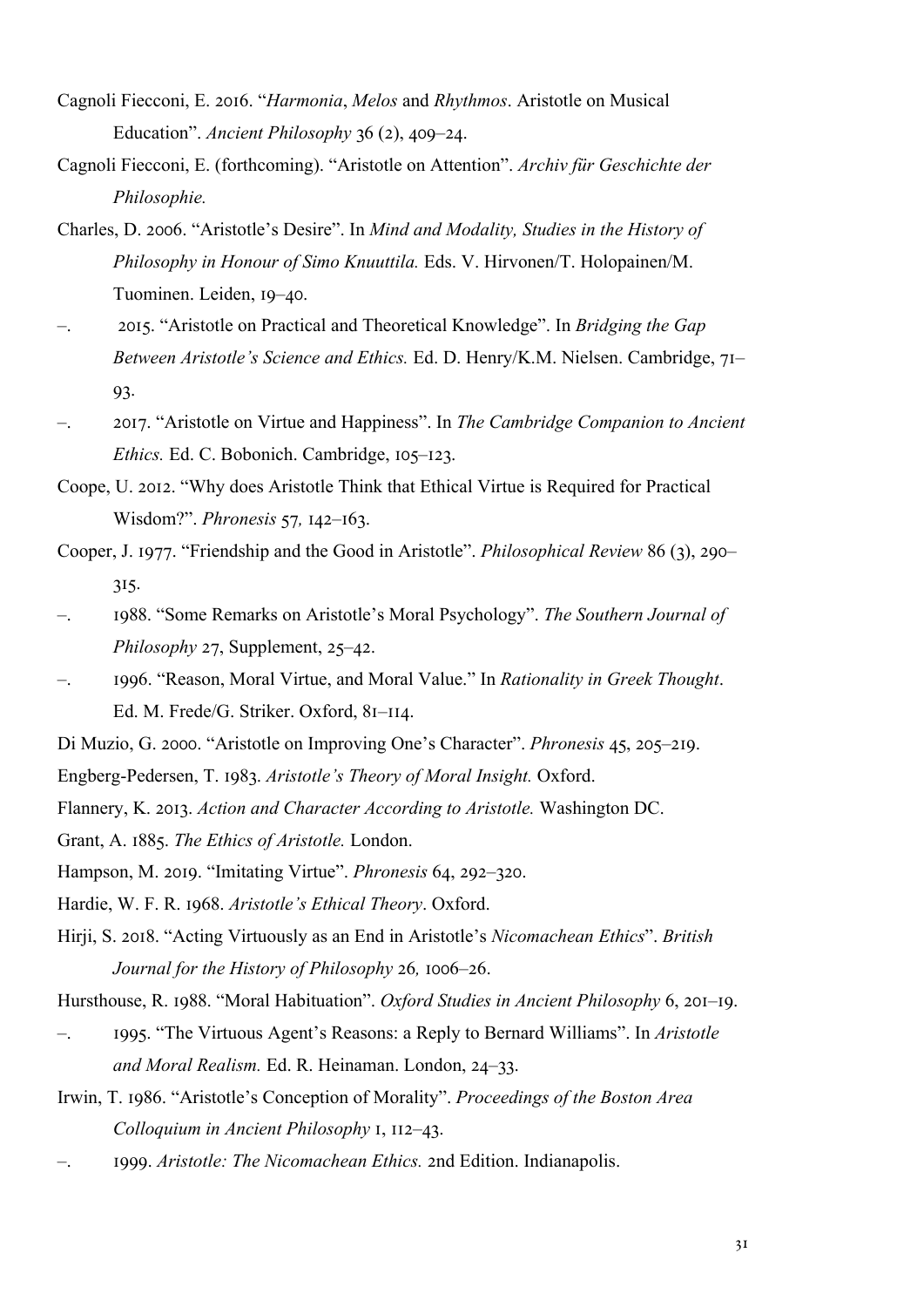Cagnoli Fiecconi, E. 2016. "*Harmonia*, *Melos* and *Rhythmos*. Aristotle on Musical Education". *Ancient Philosophy* 36 (2), 409–24.

Cagnoli Fiecconi, E. (forthcoming). "Aristotle on Attention". *Archiv für Geschichte der Philosophie.*

Charles, D. 2006. "Aristotle's Desire". In *Mind and Modality, Studies in the History of Philosophy in Honour of Simo Knuuttila.* Eds. V. Hirvonen/T. Holopainen/M. Tuominen. Leiden, 19–40.

–. 2015. "Aristotle on Practical and Theoretical Knowledge". In *Bridging the Gap Between Aristotle's Science and Ethics.* Ed. D. Henry/K.M. Nielsen. Cambridge, 71–93.

–. 2017. "Aristotle on Virtue and Happiness". In *The Cambridge Companion to Ancient Ethics.* Ed. C. Bobonich. Cambridge, 105–123.

Coope, U. 2012. "Why does Aristotle Think that Ethical Virtue is Required for Practical Wisdom?". *Phronesis* 57*,* 142–163.

Cooper, J. 1977. "Friendship and the Good in Aristotle". *Philosophical Review* 86 (3), 290–315.

–. 1988. "Some Remarks on Aristotle's Moral Psychology". *The Southern Journal of Philosophy* 27, Supplement, 25–42.

–. 1996. "Reason, Moral Virtue, and Moral Value." In *Rationality in Greek Thought*. Ed. M. Frede/G. Striker. Oxford, 81–114.

Di Muzio, G. 2000. "Aristotle on Improving One's Character". *Phronesis* 45, 205–219.

Engberg-Pedersen, T. 1983. *Aristotle's Theory of Moral Insight.* Oxford.

Flannery, K. 2013. *Action and Character According to Aristotle.* Washington DC.

Grant, A. 1885. *The Ethics of Aristotle.* London.

Hampson, M. 2019. "Imitating Virtue". *Phronesis* 64, 292–320.

Hardie, W. F. R. 1968. *Aristotle's Ethical Theory*. Oxford.

Hirji, S. 2018. "Acting Virtuously as an End in Aristotle's *Nicomachean Ethics*". *British Journal for the History of Philosophy* 26*,* 1006–26.

Hursthouse, R. 1988. "Moral Habituation". *Oxford Studies in Ancient Philosophy* 6, 201–19.

–. 1995. "The Virtuous Agent's Reasons: a Reply to Bernard Williams". In *Aristotle and Moral Realism.* Ed. R. Heinaman. London, 24–33.

Irwin, T. 1986. "Aristotle's Conception of Morality". *Proceedings of the Boston Area Colloquium in Ancient Philosophy* 1, 112–43.

–. 1999. *Aristotle: The Nicomachean Ethics.* 2nd Edition. Indianapolis.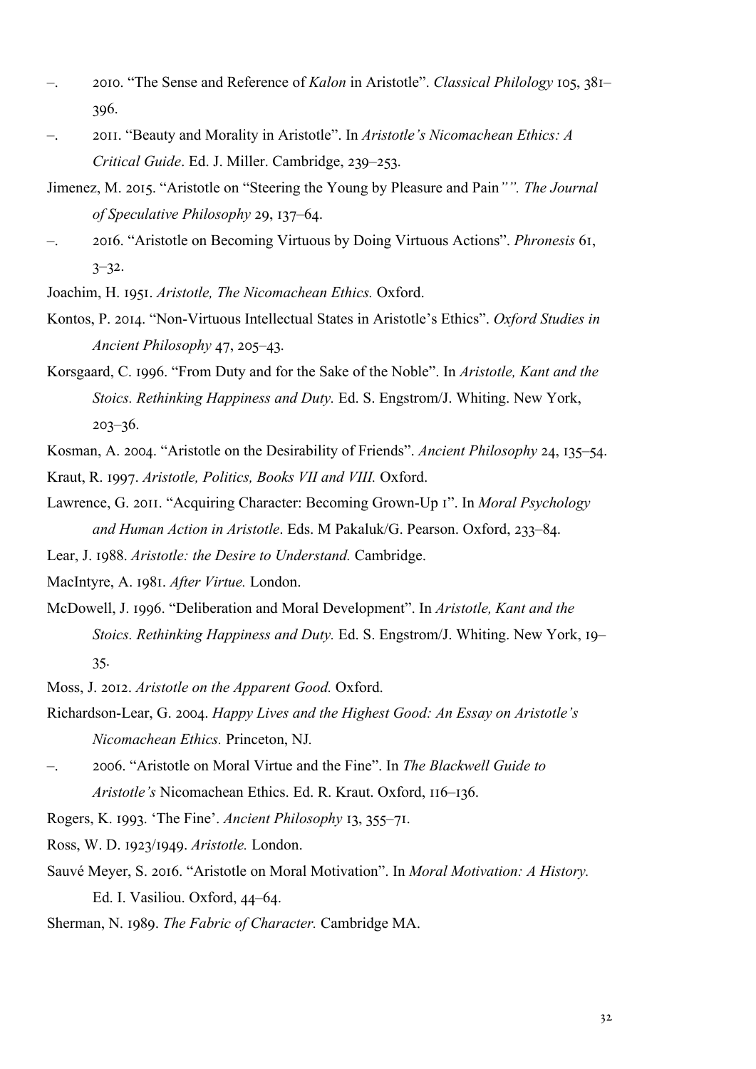–. 2010. “The Sense and Reference of *Kalon* in Aristotle”. *Classical Philology* 105, 381–396.

–. 2011. “Beauty and Morality in Aristotle”. In *Aristotle’s Nicomachean Ethics: A Critical Guide*. Ed. J. Miller. Cambridge, 239–253.

Jimenez, M. 2015. “Aristotle on “Steering the Young by Pleasure and Pain*””. The Journal of Speculative Philosophy* 29, 137–64.

–. 2016. “Aristotle on Becoming Virtuous by Doing Virtuous Actions”. *Phronesis* 61, 3–32.

Joachim, H. 1951. *Aristotle, The Nicomachean Ethics.* Oxford.

Kontos, P. 2014. “Non-Virtuous Intellectual States in Aristotle’s Ethics”. *Oxford Studies in Ancient Philosophy* 47, 205–43.

Korsgaard, C. 1996. “From Duty and for the Sake of the Noble”. In *Aristotle, Kant and the Stoics. Rethinking Happiness and Duty.* Ed. S. Engstrom/J. Whiting. New York, 203–36.

Kosman, A. 2004. “Aristotle on the Desirability of Friends”. *Ancient Philosophy* 24, 135–54.

Kraut, R. 1997. *Aristotle, Politics, Books VII and VIII.* Oxford.

Lawrence, G. 2011. “Acquiring Character: Becoming Grown-Up 1”. In *Moral Psychology and Human Action in Aristotle*. Eds. M Pakaluk/G. Pearson. Oxford, 233–84.

Lear, J. 1988. *Aristotle: the Desire to Understand.* Cambridge.

MacIntyre, A. 1981. *After Virtue.* London.

McDowell, J. 1996. “Deliberation and Moral Development”. In *Aristotle, Kant and the Stoics. Rethinking Happiness and Duty.* Ed. S. Engstrom/J. Whiting. New York, 19–35.

Moss, J. 2012. *Aristotle on the Apparent Good.* Oxford.

Richardson-Lear, G. 2004. *Happy Lives and the Highest Good: An Essay on Aristotle’s Nicomachean Ethics.* Princeton, NJ.

–. 2006. “Aristotle on Moral Virtue and the Fine”. In *The Blackwell Guide to Aristotle’s* Nicomachean Ethics. Ed. R. Kraut. Oxford, 116–136.

Rogers, K. 1993. ‘The Fine’. *Ancient Philosophy* 13, 355–71.

Ross, W. D. 1923/1949. *Aristotle.* London.

Sauvé Meyer, S. 2016. “Aristotle on Moral Motivation”. In *Moral Motivation: A History.* Ed. I. Vasiliou. Oxford, 44–64.

Sherman, N. 1989. *The Fabric of Character.* Cambridge MA.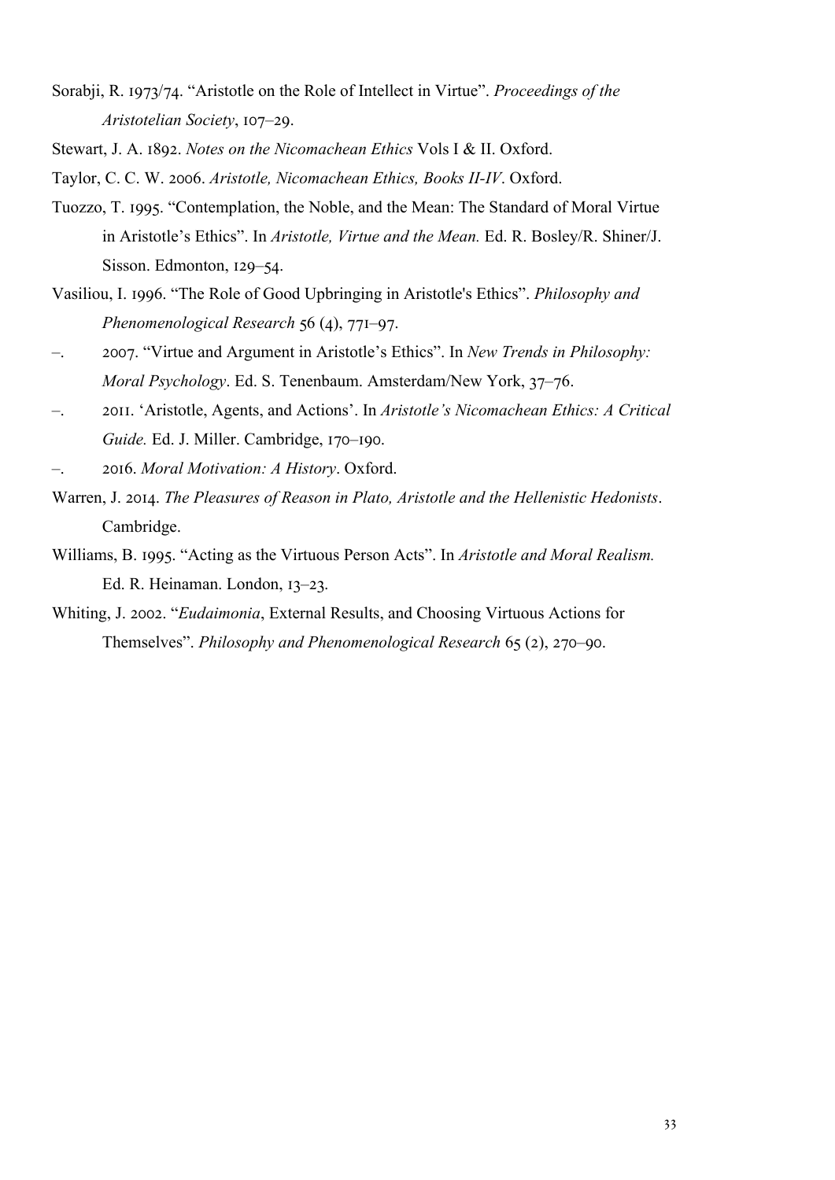Sorabji, R. 1973/74. "Aristotle on the Role of Intellect in Virtue". *Proceedings of the Aristotelian Society*, 107–29.

Stewart, J. A. 1892. *Notes on the Nicomachean Ethics* Vols I & II. Oxford.

Taylor, C. C. W. 2006. *Aristotle, Nicomachean Ethics, Books II-IV*. Oxford.

Tuozzo, T. 1995. "Contemplation, the Noble, and the Mean: The Standard of Moral Virtue in Aristotle's Ethics". In *Aristotle, Virtue and the Mean.* Ed. R. Bosley/R. Shiner/J. Sisson. Edmonton, 129–54.

Vasiliou, I. 1996. "The Role of Good Upbringing in Aristotle's Ethics". *Philosophy and Phenomenological Research* 56 (4), 771–97.

–. 2007. "Virtue and Argument in Aristotle's Ethics". In *New Trends in Philosophy: Moral Psychology*. Ed. S. Tenenbaum. Amsterdam/New York, 37–76.

–. 2011. 'Aristotle, Agents, and Actions'. In *Aristotle's Nicomachean Ethics: A Critical Guide.* Ed. J. Miller. Cambridge, 170–190.

–. 2016. *Moral Motivation: A History*. Oxford.

Warren, J. 2014. *The Pleasures of Reason in Plato, Aristotle and the Hellenistic Hedonists*. Cambridge.

Williams, B. 1995. "Acting as the Virtuous Person Acts". In *Aristotle and Moral Realism.* Ed. R. Heinaman. London, 13–23.

Whiting, J. 2002. "*Eudaimonia*, External Results, and Choosing Virtuous Actions for Themselves". *Philosophy and Phenomenological Research* 65 (2), 270–90.